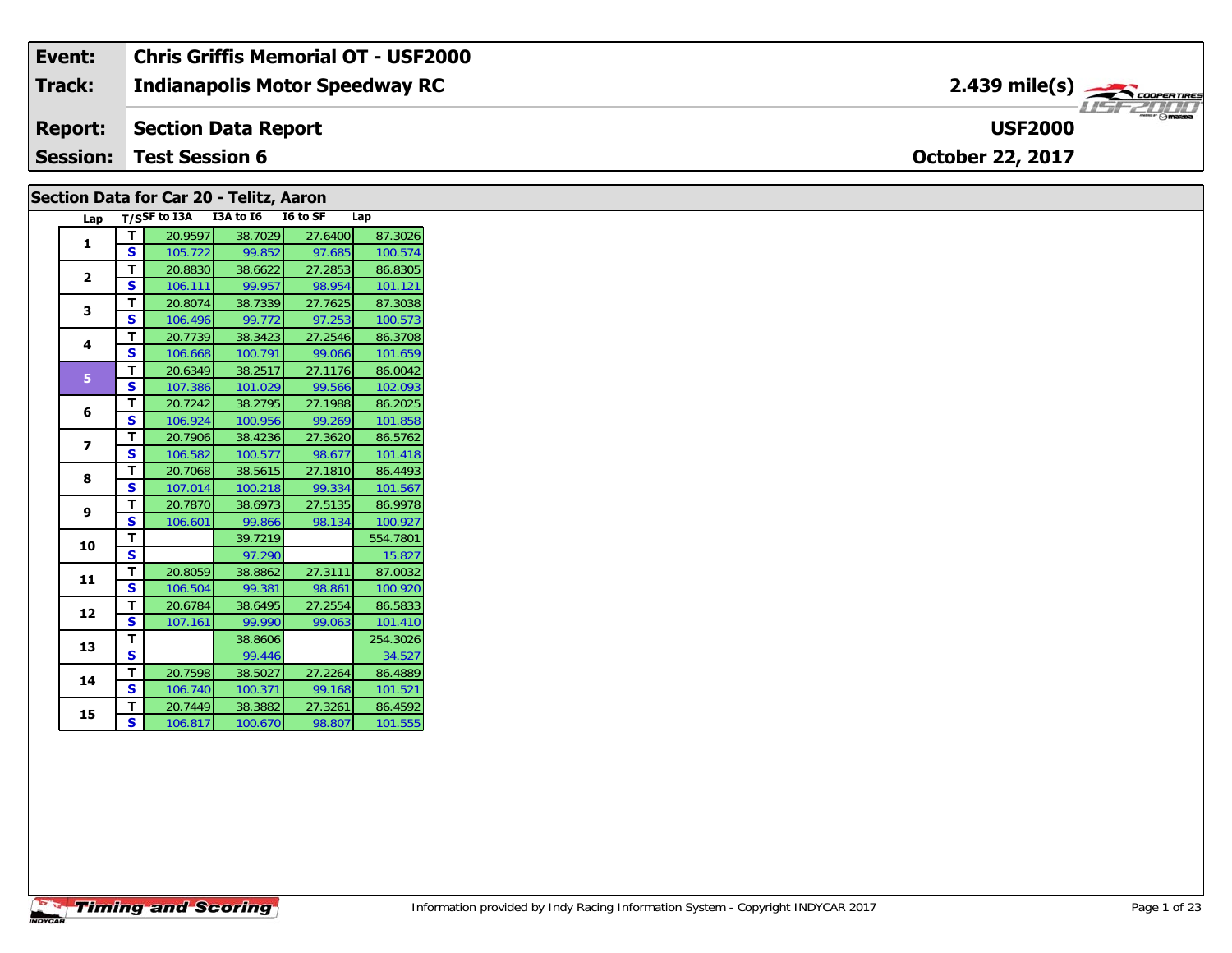| Event: | Chris Griffis Memorial OT - USF2000 | |
|---|---|---|
| Track: | Indianapolis Motor Speedway RC | 2.439 mile(s) |
| Report: | Section Data Report | USF2000 |
| Session: | Test Session 6 | October 22, 2017 |

## Section Data for Car 20 - Telitz, Aaron

| Lap | T/S | SF to I3A | I3A to I6 | I6 to SF | Lap |
|---|---|---|---|---|---|
| 1 | T | 20.9597 | 38.7029 | 27.6400 | 87.3026 |
| | S | 105.722 | 99.852 | 97.685 | 100.574 |
| 2 | T | 20.8830 | 38.6622 | 27.2853 | 86.8305 |
| | S | 106.111 | 99.957 | 98.954 | 101.121 |
| 3 | T | 20.8074 | 38.7339 | 27.7625 | 87.3038 |
| | S | 106.496 | 99.772 | 97.253 | 100.573 |
| 4 | T | 20.7739 | 38.3423 | 27.2546 | 86.3708 |
| | S | 106.668 | 100.791 | 99.066 | 101.659 |
| 5 | T | 20.6349 | 38.2517 | 27.1176 | 86.0042 |
| | S | 107.386 | 101.029 | 99.566 | 102.093 |
| 6 | T | 20.7242 | 38.2795 | 27.1988 | 86.2025 |
| | S | 106.924 | 100.956 | 99.269 | 101.858 |
| 7 | T | 20.7906 | 38.4236 | 27.3620 | 86.5762 |
| | S | 106.582 | 100.577 | 98.677 | 101.418 |
| 8 | T | 20.7068 | 38.5615 | 27.1810 | 86.4493 |
| | S | 107.014 | 100.218 | 99.334 | 101.567 |
| 9 | T | 20.7870 | 38.6973 | 27.5135 | 86.9978 |
| | S | 106.601 | 99.866 | 98.134 | 100.927 |
| 10 | T | | 39.7219 | | 554.7801 |
| | S | | 97.290 | | 15.827 |
| 11 | T | 20.8059 | 38.8862 | 27.3111 | 87.0032 |
| | S | 106.504 | 99.381 | 98.861 | 100.920 |
| 12 | T | 20.6784 | 38.6495 | 27.2554 | 86.5833 |
| | S | 107.161 | 99.990 | 99.063 | 101.410 |
| 13 | T | | 38.8606 | | 254.3026 |
| | S | | 99.446 | | 34.527 |
| 14 | T | 20.7598 | 38.5027 | 27.2264 | 86.4889 |
| | S | 106.740 | 100.371 | 99.168 | 101.521 |
| 15 | T | 20.7449 | 38.3882 | 27.3261 | 86.4592 |
| | S | 106.817 | 100.670 | 98.807 | 101.555 |

Information provided by Indy Racing Information System - Copyright INDYCAR 2017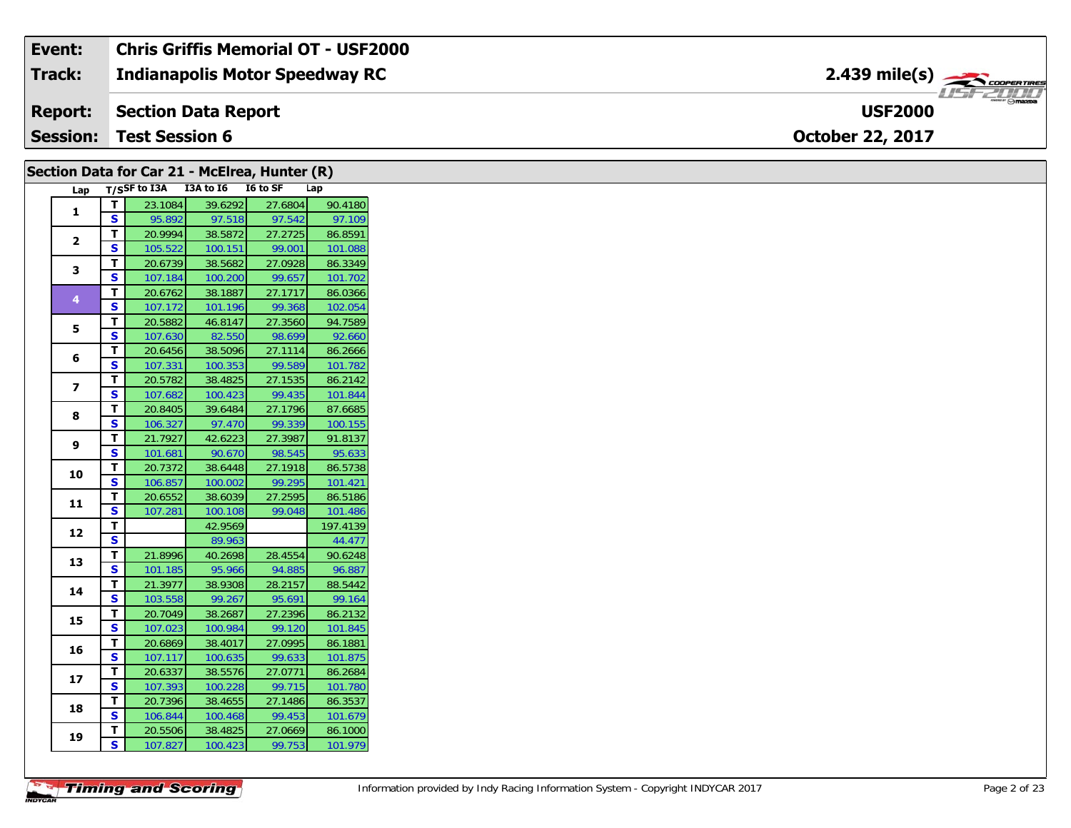| Event: | Chris Griffis Memorial OT - USF2000 | |
|---|---|---|
| Track: | Indianapolis Motor Speedway RC | 2.439 mile(s) |
| Report: | Section Data Report | USF2000 |
| Session: | Test Session 6 | October 22, 2017 |

## Section Data for Car 21 - McElrea, Hunter (R)

| Lap | T/S | SF to I3A | I3A to I6 | I6 to SF | Lap |
|---|---|---|---|---|---|
| 1 | T | 23.1084 | 39.6292 | 27.6804 | 90.4180 |
| | S | 95.892 | 97.518 | 97.542 | 97.109 |
| 2 | T | 20.9994 | 38.5872 | 27.2725 | 86.8591 |
| | S | 105.522 | 100.151 | 99.001 | 101.088 |
| 3 | T | 20.6739 | 38.5682 | 27.0928 | 86.3349 |
| | S | 107.184 | 100.200 | 99.657 | 101.702 |
| 4 | T | 20.6762 | 38.1887 | 27.1717 | 86.0366 |
| | S | 107.172 | 101.196 | 99.368 | 102.054 |
| 5 | T | 20.5882 | 46.8147 | 27.3560 | 94.7589 |
| | S | 107.630 | 82.550 | 98.699 | 92.660 |
| 6 | T | 20.6456 | 38.5096 | 27.1114 | 86.2666 |
| | S | 107.331 | 100.353 | 99.589 | 101.782 |
| 7 | T | 20.5782 | 38.4825 | 27.1535 | 86.2142 |
| | S | 107.682 | 100.423 | 99.435 | 101.844 |
| 8 | T | 20.8405 | 39.6484 | 27.1796 | 87.6685 |
| | S | 106.327 | 97.470 | 99.339 | 100.155 |
| 9 | T | 21.7927 | 42.6223 | 27.3987 | 91.8137 |
| | S | 101.681 | 90.670 | 98.545 | 95.633 |
| 10 | T | 20.7372 | 38.6448 | 27.1918 | 86.5738 |
| | S | 106.857 | 100.002 | 99.295 | 101.421 |
| 11 | T | 20.6552 | 38.6039 | 27.2595 | 86.5186 |
| | S | 107.281 | 100.108 | 99.048 | 101.486 |
| 12 | T | | 42.9569 | | 197.4139 |
| | S | | 89.963 | | 44.477 |
| 13 | T | 21.8996 | 40.2698 | 28.4554 | 90.6248 |
| | S | 101.185 | 95.966 | 94.885 | 96.887 |
| 14 | T | 21.3977 | 38.9308 | 28.2157 | 88.5442 |
| | S | 103.558 | 99.267 | 95.691 | 99.164 |
| 15 | T | 20.7049 | 38.2687 | 27.2396 | 86.2132 |
| | S | 107.023 | 100.984 | 99.120 | 101.845 |
| 16 | T | 20.6869 | 38.4017 | 27.0995 | 86.1881 |
| | S | 107.117 | 100.635 | 99.633 | 101.875 |
| 17 | T | 20.6337 | 38.5576 | 27.0771 | 86.2684 |
| | S | 107.393 | 100.228 | 99.715 | 101.780 |
| 18 | T | 20.7396 | 38.4655 | 27.1486 | 86.3537 |
| | S | 106.844 | 100.468 | 99.453 | 101.679 |
| 19 | T | 20.5506 | 38.4825 | 27.0669 | 86.1000 |
| | S | 107.827 | 100.423 | 99.753 | 101.979 |

Information provided by Indy Racing Information System - Copyright INDYCAR 2017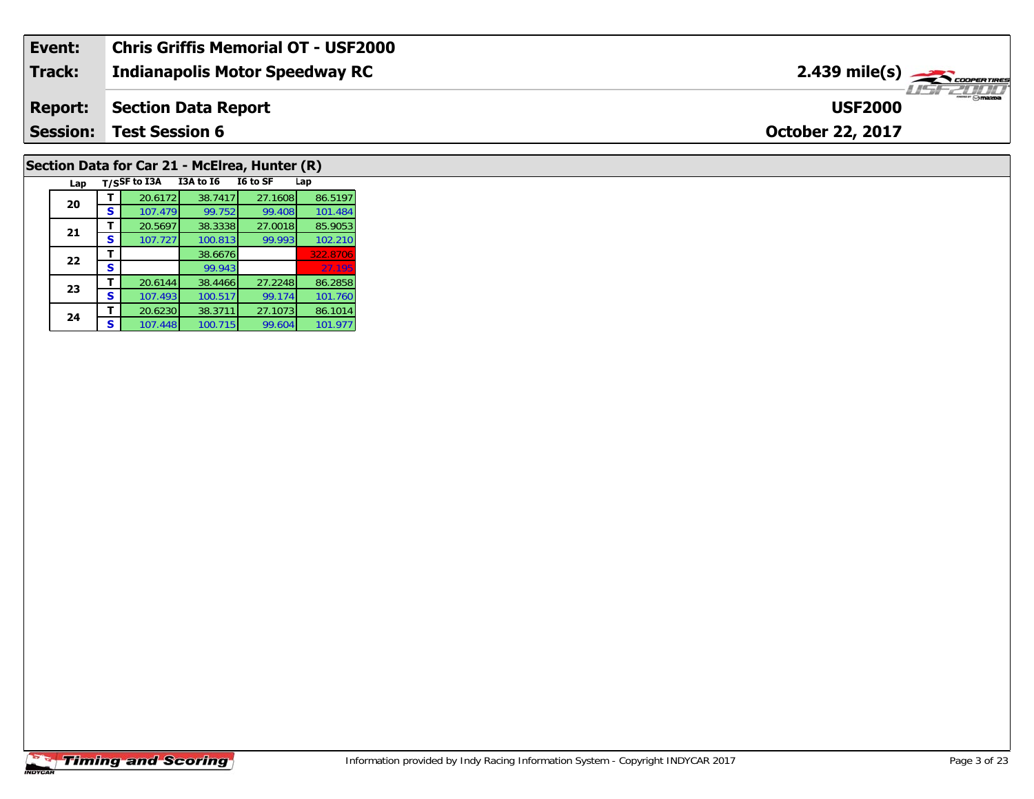| Event: | Chris Griffis Memorial OT - USF2000 | |
|---|---|---|
| Track: | Indianapolis Motor Speedway RC | 2.439 mile(s) |
| Report: | Section Data Report | USF2000 |
| Session: | Test Session 6 | October 22, 2017 |

## Section Data for Car 21 - McElrea, Hunter (R)

| Lap | T/S | SF to I3A | I3A to I6 | I6 to SF | Lap |
|---|---|---|---|---|---|
| 20 | T | 20.6172 | 38.7417 | 27.1608 | 86.5197 |
| | S | 107.479 | 99.752 | 99.408 | 101.484 |
| 21 | T | 20.5697 | 38.3338 | 27.0018 | 85.9053 |
| | S | 107.727 | 100.813 | 99.993 | 102.210 |
| 22 | T | | 38.6676 | | 322.8706 |
| | S | | 99.943 | | 27.195 |
| 23 | T | 20.6144 | 38.4466 | 27.2248 | 86.2858 |
| | S | 107.493 | 100.517 | 99.174 | 101.760 |
| 24 | T | 20.6230 | 38.3711 | 27.1073 | 86.1014 |
| | S | 107.448 | 100.715 | 99.604 | 101.977 |

Timing and Scoring

Information provided by Indy Racing Information System - Copyright INDYCAR 2017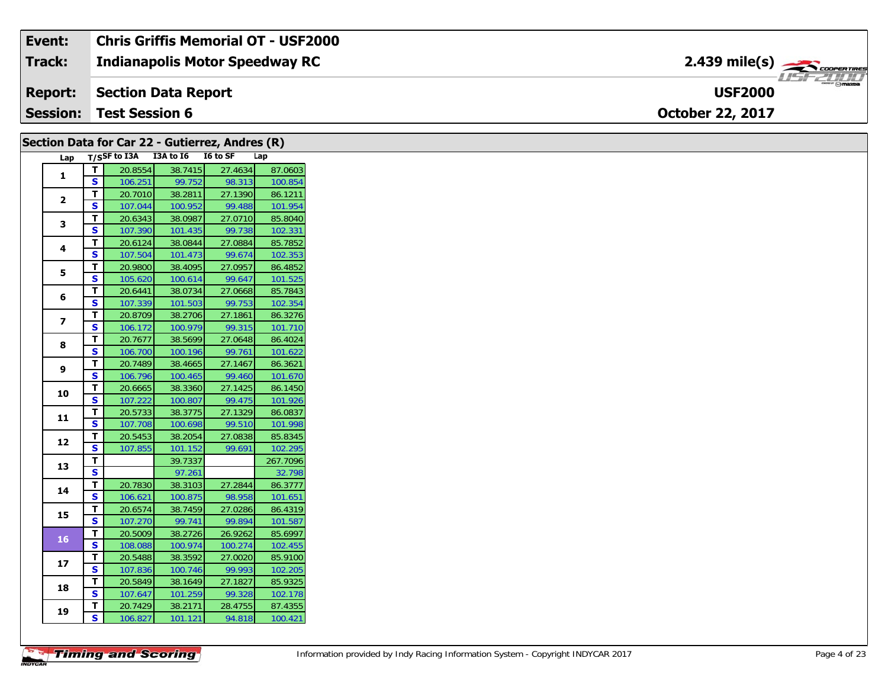| Event: | Chris Griffis Memorial OT - USF2000 | |
|---|---|---|
| Track: | Indianapolis Motor Speedway RC | 2.439 mile(s) |
| Report: | Section Data Report | USF2000 |
| Session: | Test Session 6 | October 22, 2017 |

## Section Data for Car 22 - Gutierrez, Andres (R)

| Lap | T/S | SF to I3A | I3A to I6 | I6 to SF | Lap |
|---|---|---|---|---|---|
| 1 | T | 20.8554 | 38.7415 | 27.4634 | 87.0603 |
| | S | 106.251 | 99.752 | 98.313 | 100.854 |
| 2 | T | 20.7010 | 38.2811 | 27.1390 | 86.1211 |
| | S | 107.044 | 100.952 | 99.488 | 101.954 |
| 3 | T | 20.6343 | 38.0987 | 27.0710 | 85.8040 |
| | S | 107.390 | 101.435 | 99.738 | 102.331 |
| 4 | T | 20.6124 | 38.0844 | 27.0884 | 85.7852 |
| | S | 107.504 | 101.473 | 99.674 | 102.353 |
| 5 | T | 20.9800 | 38.4095 | 27.0957 | 86.4852 |
| | S | 105.620 | 100.614 | 99.647 | 101.525 |
| 6 | T | 20.6441 | 38.0734 | 27.0668 | 85.7843 |
| | S | 107.339 | 101.503 | 99.753 | 102.354 |
| 7 | T | 20.8709 | 38.2706 | 27.1861 | 86.3276 |
| | S | 106.172 | 100.979 | 99.315 | 101.710 |
| 8 | T | 20.7677 | 38.5699 | 27.0648 | 86.4024 |
| | S | 106.700 | 100.196 | 99.761 | 101.622 |
| 9 | T | 20.7489 | 38.4665 | 27.1467 | 86.3621 |
| | S | 106.796 | 100.465 | 99.460 | 101.670 |
| 10 | T | 20.6665 | 38.3360 | 27.1425 | 86.1450 |
| | S | 107.222 | 100.807 | 99.475 | 101.926 |
| 11 | T | 20.5733 | 38.3775 | 27.1329 | 86.0837 |
| | S | 107.708 | 100.698 | 99.510 | 101.998 |
| 12 | T | 20.5453 | 38.2054 | 27.0838 | 85.8345 |
| | S | 107.855 | 101.152 | 99.691 | 102.295 |
| 13 | T | | 39.7337 | | 267.7096 |
| | S | | 97.261 | | 32.798 |
| 14 | T | 20.7830 | 38.3103 | 27.2844 | 86.3777 |
| | S | 106.621 | 100.875 | 98.958 | 101.651 |
| 15 | T | 20.6574 | 38.7459 | 27.0286 | 86.4319 |
| | S | 107.270 | 99.741 | 99.894 | 101.587 |
| 16 | T | 20.5009 | 38.2726 | 26.9262 | 85.6997 |
| | S | 108.088 | 100.974 | 100.274 | 102.455 |
| 17 | T | 20.5488 | 38.3592 | 27.0020 | 85.9100 |
| | S | 107.836 | 100.746 | 99.993 | 102.205 |
| 18 | T | 20.5849 | 38.1649 | 27.1827 | 85.9325 |
| | S | 107.647 | 101.259 | 99.328 | 102.178 |
| 19 | T | 20.7429 | 38.2171 | 28.4755 | 87.4355 |
| | S | 106.827 | 101.121 | 94.818 | 100.421 |

Information provided by Indy Racing Information System - Copyright INDYCAR 2017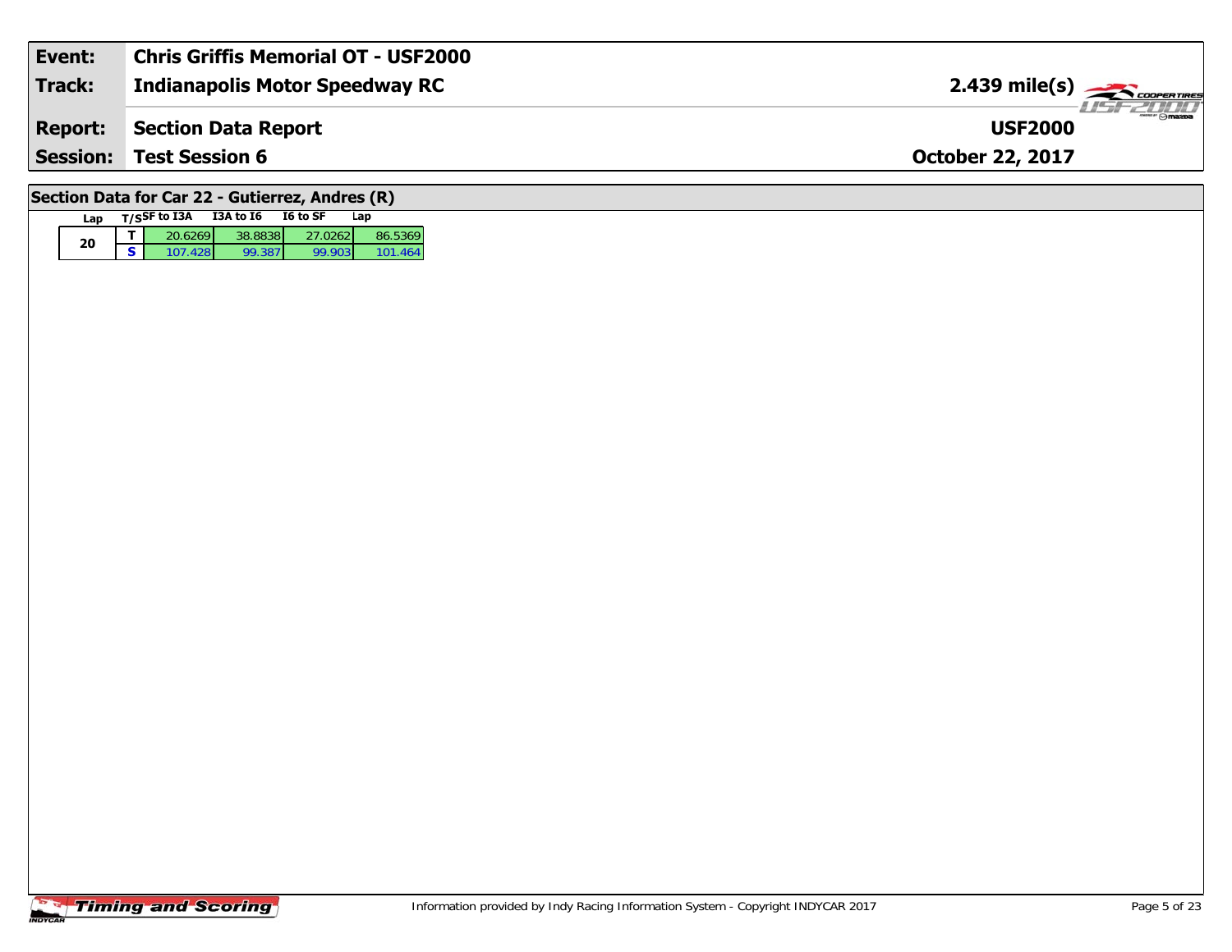| Event: | Chris Griffis Memorial OT - USF2000 | |
|---|---|---|
| Track: | Indianapolis Motor Speedway RC | 2.439 mile(s) |
| Report: | Section Data Report | USF2000 |
| Session: | Test Session 6 | October 22, 2017 |

## Section Data for Car 22 - Gutierrez, Andres (R)

| Lap | T/S | SF to I3A | I3A to I6 | I6 to SF | Lap |
|---|---|---|---|---|---|
| 20 | T | 20.6269 | 38.8838 | 27.0262 | 86.5369 |
| | S | 107.428 | 99.387 | 99.903 | 101.464 |

Timing and Scoring

Information provided by Indy Racing Information System - Copyright INDYCAR 2017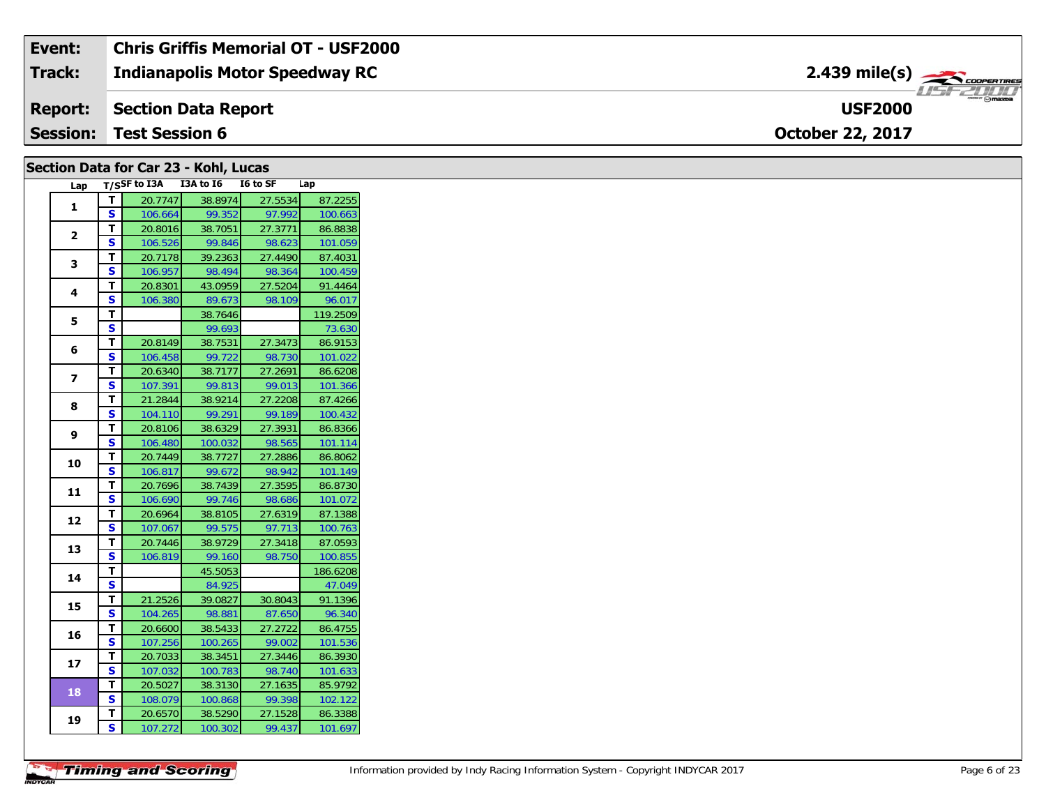| Event: | Chris Griffis Memorial OT - USF2000 | |
|---|---|---|
| Track: | Indianapolis Motor Speedway RC | 2.439 mile(s) |
| Report: | Section Data Report | USF2000 |
| Session: | Test Session 6 | October 22, 2017 |

## Section Data for Car 23 - Kohl, Lucas

| Lap | T/S | SF to I3A | I3A to I6 | I6 to SF | Lap |
|---|---|---|---|---|---|
| 1 | T | 20.7747 | 38.8974 | 27.5534 | 87.2255 |
| | S | 106.664 | 99.352 | 97.992 | 100.663 |
| 2 | T | 20.8016 | 38.7051 | 27.3771 | 86.8838 |
| | S | 106.526 | 99.846 | 98.623 | 101.059 |
| 3 | T | 20.7178 | 39.2363 | 27.4490 | 87.4031 |
| | S | 106.957 | 98.494 | 98.364 | 100.459 |
| 4 | T | 20.8301 | 43.0959 | 27.5204 | 91.4464 |
| | S | 106.380 | 89.673 | 98.109 | 96.017 |
| 5 | T | | 38.7646 | | 119.2509 |
| | S | | 99.693 | | 73.630 |
| 6 | T | 20.8149 | 38.7531 | 27.3473 | 86.9153 |
| | S | 106.458 | 99.722 | 98.730 | 101.022 |
| 7 | T | 20.6340 | 38.7177 | 27.2691 | 86.6208 |
| | S | 107.391 | 99.813 | 99.013 | 101.366 |
| 8 | T | 21.2844 | 38.9214 | 27.2208 | 87.4266 |
| | S | 104.110 | 99.291 | 99.189 | 100.432 |
| 9 | T | 20.8106 | 38.6329 | 27.3931 | 86.8366 |
| | S | 106.480 | 100.032 | 98.565 | 101.114 |
| 10 | T | 20.7449 | 38.7727 | 27.2886 | 86.8062 |
| | S | 106.817 | 99.672 | 98.942 | 101.149 |
| 11 | T | 20.7696 | 38.7439 | 27.3595 | 86.8730 |
| | S | 106.690 | 99.746 | 98.686 | 101.072 |
| 12 | T | 20.6964 | 38.8105 | 27.6319 | 87.1388 |
| | S | 107.067 | 99.575 | 97.713 | 100.763 |
| 13 | T | 20.7446 | 38.9729 | 27.3418 | 87.0593 |
| | S | 106.819 | 99.160 | 98.750 | 100.855 |
| 14 | T | | 45.5053 | | 186.6208 |
| | S | | 84.925 | | 47.049 |
| 15 | T | 21.2526 | 39.0827 | 30.8043 | 91.1396 |
| | S | 104.265 | 98.881 | 87.650 | 96.340 |
| 16 | T | 20.6600 | 38.5433 | 27.2722 | 86.4755 |
| | S | 107.256 | 100.265 | 99.002 | 101.536 |
| 17 | T | 20.7033 | 38.3451 | 27.3446 | 86.3930 |
| | S | 107.032 | 100.783 | 98.740 | 101.633 |
| 18 | T | 20.5027 | 38.3130 | 27.1635 | 85.9792 |
| | S | 108.079 | 100.868 | 99.398 | 102.122 |
| 19 | T | 20.6570 | 38.5290 | 27.1528 | 86.3388 |
| | S | 107.272 | 100.302 | 99.437 | 101.697 |

Information provided by Indy Racing Information System - Copyright INDYCAR 2017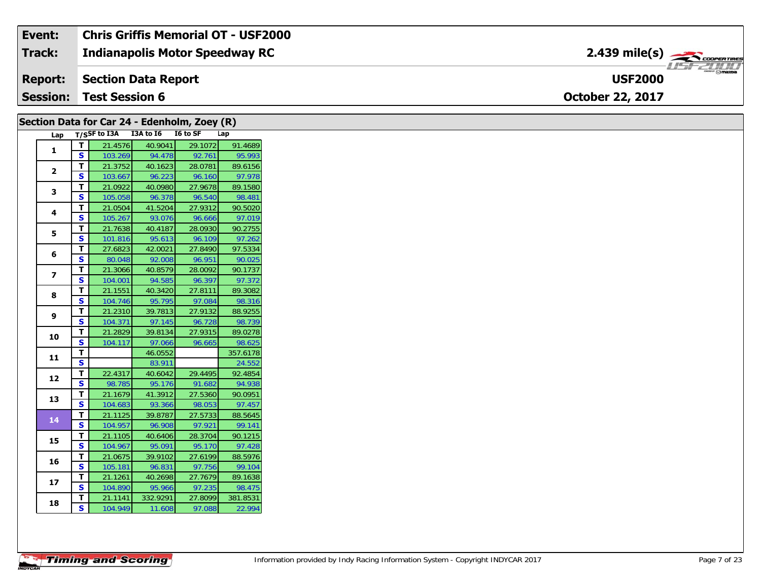| Event: | Chris Griffis Memorial OT - USF2000 | |
|---|---|---|
| Track: | Indianapolis Motor Speedway RC | 2.439 mile(s) |
| Report: | Section Data Report | USF2000 |
| Session: | Test Session 6 | October 22, 2017 |

## Section Data for Car 24 - Edenholm, Zoey (R)

| Lap | T/S | SF to I3A | I3A to I6 | I6 to SF | Lap |
|---|---|---|---|---|---|
| 1 | T | 21.4576 | 40.9041 | 29.1072 | 91.4689 |
| | S | 103.269 | 94.478 | 92.761 | 95.993 |
| 2 | T | 21.3752 | 40.1623 | 28.0781 | 89.6156 |
| | S | 103.667 | 96.223 | 96.160 | 97.978 |
| 3 | T | 21.0922 | 40.0980 | 27.9678 | 89.1580 |
| | S | 105.058 | 96.378 | 96.540 | 98.481 |
| 4 | T | 21.0504 | 41.5204 | 27.9312 | 90.5020 |
| | S | 105.267 | 93.076 | 96.666 | 97.019 |
| 5 | T | 21.7638 | 40.4187 | 28.0930 | 90.2755 |
| | S | 101.816 | 95.613 | 96.109 | 97.262 |
| 6 | T | 27.6823 | 42.0021 | 27.8490 | 97.5334 |
| | S | 80.048 | 92.008 | 96.951 | 90.025 |
| 7 | T | 21.3066 | 40.8579 | 28.0092 | 90.1737 |
| | S | 104.001 | 94.585 | 96.397 | 97.372 |
| 8 | T | 21.1551 | 40.3420 | 27.8111 | 89.3082 |
| | S | 104.746 | 95.795 | 97.084 | 98.316 |
| 9 | T | 21.2310 | 39.7813 | 27.9132 | 88.9255 |
| | S | 104.371 | 97.145 | 96.728 | 98.739 |
| 10 | T | 21.2829 | 39.8134 | 27.9315 | 89.0278 |
| | S | 104.117 | 97.066 | 96.665 | 98.625 |
| 11 | T | | 46.0552 | | 357.6178 |
| | S | | 83.911 | | 24.552 |
| 12 | T | 22.4317 | 40.6042 | 29.4495 | 92.4854 |
| | S | 98.785 | 95.176 | 91.682 | 94.938 |
| 13 | T | 21.1679 | 41.3912 | 27.5360 | 90.0951 |
| | S | 104.683 | 93.366 | 98.053 | 97.457 |
| 14 | T | 21.1125 | 39.8787 | 27.5733 | 88.5645 |
| | S | 104.957 | 96.908 | 97.921 | 99.141 |
| 15 | T | 21.1105 | 40.6406 | 28.3704 | 90.1215 |
| | S | 104.967 | 95.091 | 95.170 | 97.428 |
| 16 | T | 21.0675 | 39.9102 | 27.6199 | 88.5976 |
| | S | 105.181 | 96.831 | 97.756 | 99.104 |
| 17 | T | 21.1261 | 40.2698 | 27.7679 | 89.1638 |
| | S | 104.890 | 95.966 | 97.235 | 98.475 |
| 18 | T | 21.1141 | 332.9291 | 27.8099 | 381.8531 |
| | S | 104.949 | 11.608 | 97.088 | 22.994 |

Information provided by Indy Racing Information System - Copyright INDYCAR 2017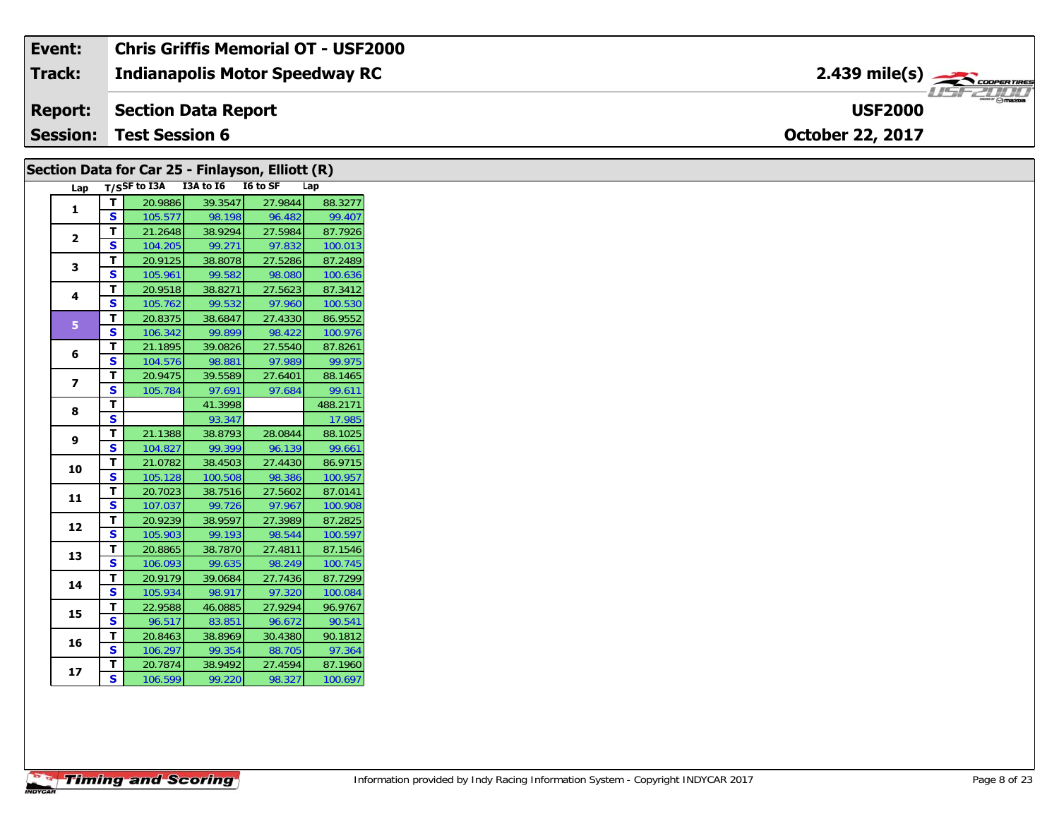| Event: | Chris Griffis Memorial OT - USF2000 | |
|---|---|---|
| Track: | Indianapolis Motor Speedway RC | 2.439 mile(s) |
| Report: | Section Data Report | USF2000 |
| Session: | Test Session 6 | October 22, 2017 |

## Section Data for Car 25 - Finlayson, Elliott (R)

| Lap | T/S | SF to I3A | I3A to I6 | I6 to SF | Lap |
|---|---|---|---|---|---|
| 1 | T | 20.9886 | 39.3547 | 27.9844 | 88.3277 |
| | S | 105.577 | 98.198 | 96.482 | 99.407 |
| 2 | T | 21.2648 | 38.9294 | 27.5984 | 87.7926 |
| | S | 104.205 | 99.271 | 97.832 | 100.013 |
| 3 | T | 20.9125 | 38.8078 | 27.5286 | 87.2489 |
| | S | 105.961 | 99.582 | 98.080 | 100.636 |
| 4 | T | 20.9518 | 38.8271 | 27.5623 | 87.3412 |
| | S | 105.762 | 99.532 | 97.960 | 100.530 |
| 5 | T | 20.8375 | 38.6847 | 27.4330 | 86.9552 |
| | S | 106.342 | 99.899 | 98.422 | 100.976 |
| 6 | T | 21.1895 | 39.0826 | 27.5540 | 87.8261 |
| | S | 104.576 | 98.881 | 97.989 | 99.975 |
| 7 | T | 20.9475 | 39.5589 | 27.6401 | 88.1465 |
| | S | 105.784 | 97.691 | 97.684 | 99.611 |
| 8 | T | | 41.3998 | | 488.2171 |
| | S | | 93.347 | | 17.985 |
| 9 | T | 21.1388 | 38.8793 | 28.0844 | 88.1025 |
| | S | 104.827 | 99.399 | 96.139 | 99.661 |
| 10 | T | 21.0782 | 38.4503 | 27.4430 | 86.9715 |
| | S | 105.128 | 100.508 | 98.386 | 100.957 |
| 11 | T | 20.7023 | 38.7516 | 27.5602 | 87.0141 |
| | S | 107.037 | 99.726 | 97.967 | 100.908 |
| 12 | T | 20.9239 | 38.9597 | 27.3989 | 87.2825 |
| | S | 105.903 | 99.193 | 98.544 | 100.597 |
| 13 | T | 20.8865 | 38.7870 | 27.4811 | 87.1546 |
| | S | 106.093 | 99.635 | 98.249 | 100.745 |
| 14 | T | 20.9179 | 39.0684 | 27.7436 | 87.7299 |
| | S | 105.934 | 98.917 | 97.320 | 100.084 |
| 15 | T | 22.9588 | 46.0885 | 27.9294 | 96.9767 |
| | S | 96.517 | 83.851 | 96.672 | 90.541 |
| 16 | T | 20.8463 | 38.8969 | 30.4380 | 90.1812 |
| | S | 106.297 | 99.354 | 88.705 | 97.364 |
| 17 | T | 20.7874 | 38.9492 | 27.4594 | 87.1960 |
| | S | 106.599 | 99.220 | 98.327 | 100.697 |

Information provided by Indy Racing Information System - Copyright INDYCAR 2017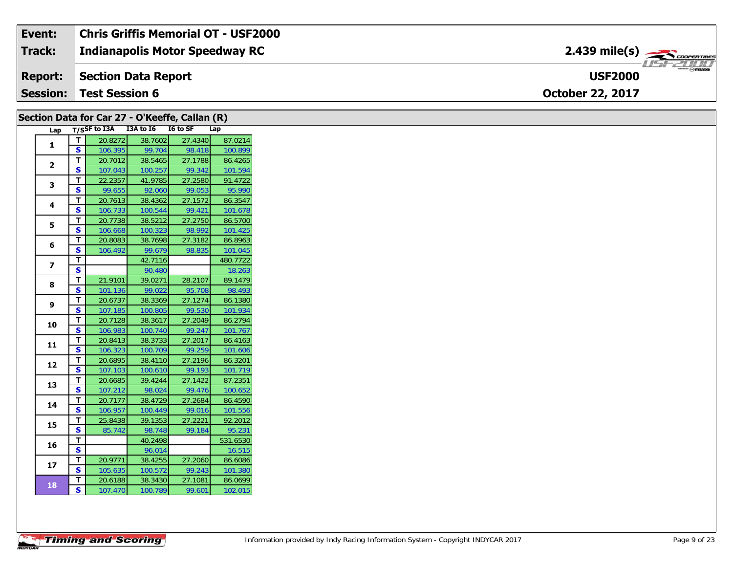| Event: | Chris Griffis Memorial OT - USF2000 |
|---|---|
| Track: | Indianapolis Motor Speedway RC — 2.439 mile(s) |
| Report: | Section Data Report — USF2000 |
| Session: | Test Session 6 — October 22, 2017 |

## Section Data for Car 27 - O'Keeffe, Callan (R)

| Lap | T/S | SF to I3A | I3A to I6 | I6 to SF | Lap |
|---|---|---|---|---|---|
| 1 | T | 20.8272 | 38.7602 | 27.4340 | 87.0214 |
| | S | 106.395 | 99.704 | 98.418 | 100.899 |
| 2 | T | 20.7012 | 38.5465 | 27.1788 | 86.4265 |
| | S | 107.043 | 100.257 | 99.342 | 101.594 |
| 3 | T | 22.2357 | 41.9785 | 27.2580 | 91.4722 |
| | S | 99.655 | 92.060 | 99.053 | 95.990 |
| 4 | T | 20.7613 | 38.4362 | 27.1572 | 86.3547 |
| | S | 106.733 | 100.544 | 99.421 | 101.678 |
| 5 | T | 20.7738 | 38.5212 | 27.2750 | 86.5700 |
| | S | 106.668 | 100.323 | 98.992 | 101.425 |
| 6 | T | 20.8083 | 38.7698 | 27.3182 | 86.8963 |
| | S | 106.492 | 99.679 | 98.835 | 101.045 |
| 7 | T | | 42.7116 | | 480.7722 |
| | S | | 90.480 | | 18.263 |
| 8 | T | 21.9101 | 39.0271 | 28.2107 | 89.1479 |
| | S | 101.136 | 99.022 | 95.708 | 98.493 |
| 9 | T | 20.6737 | 38.3369 | 27.1274 | 86.1380 |
| | S | 107.185 | 100.805 | 99.530 | 101.934 |
| 10 | T | 20.7128 | 38.3617 | 27.2049 | 86.2794 |
| | S | 106.983 | 100.740 | 99.247 | 101.767 |
| 11 | T | 20.8413 | 38.3733 | 27.2017 | 86.4163 |
| | S | 106.323 | 100.709 | 99.259 | 101.606 |
| 12 | T | 20.6895 | 38.4110 | 27.2196 | 86.3201 |
| | S | 107.103 | 100.610 | 99.193 | 101.719 |
| 13 | T | 20.6685 | 39.4244 | 27.1422 | 87.2351 |
| | S | 107.212 | 98.024 | 99.476 | 100.652 |
| 14 | T | 20.7177 | 38.4729 | 27.2684 | 86.4590 |
| | S | 106.957 | 100.449 | 99.016 | 101.556 |
| 15 | T | 25.8438 | 39.1353 | 27.2221 | 92.2012 |
| | S | 85.742 | 98.748 | 99.184 | 95.231 |
| 16 | T | | 40.2498 | | 531.6530 |
| | S | | 96.014 | | 16.515 |
| 17 | T | 20.9771 | 38.4255 | 27.2060 | 86.6086 |
| | S | 105.635 | 100.572 | 99.243 | 101.380 |
| 18 | T | 20.6188 | 38.3430 | 27.1081 | 86.0699 |
| | S | 107.470 | 100.789 | 99.601 | 102.015 |

Information provided by Indy Racing Information System - Copyright INDYCAR 2017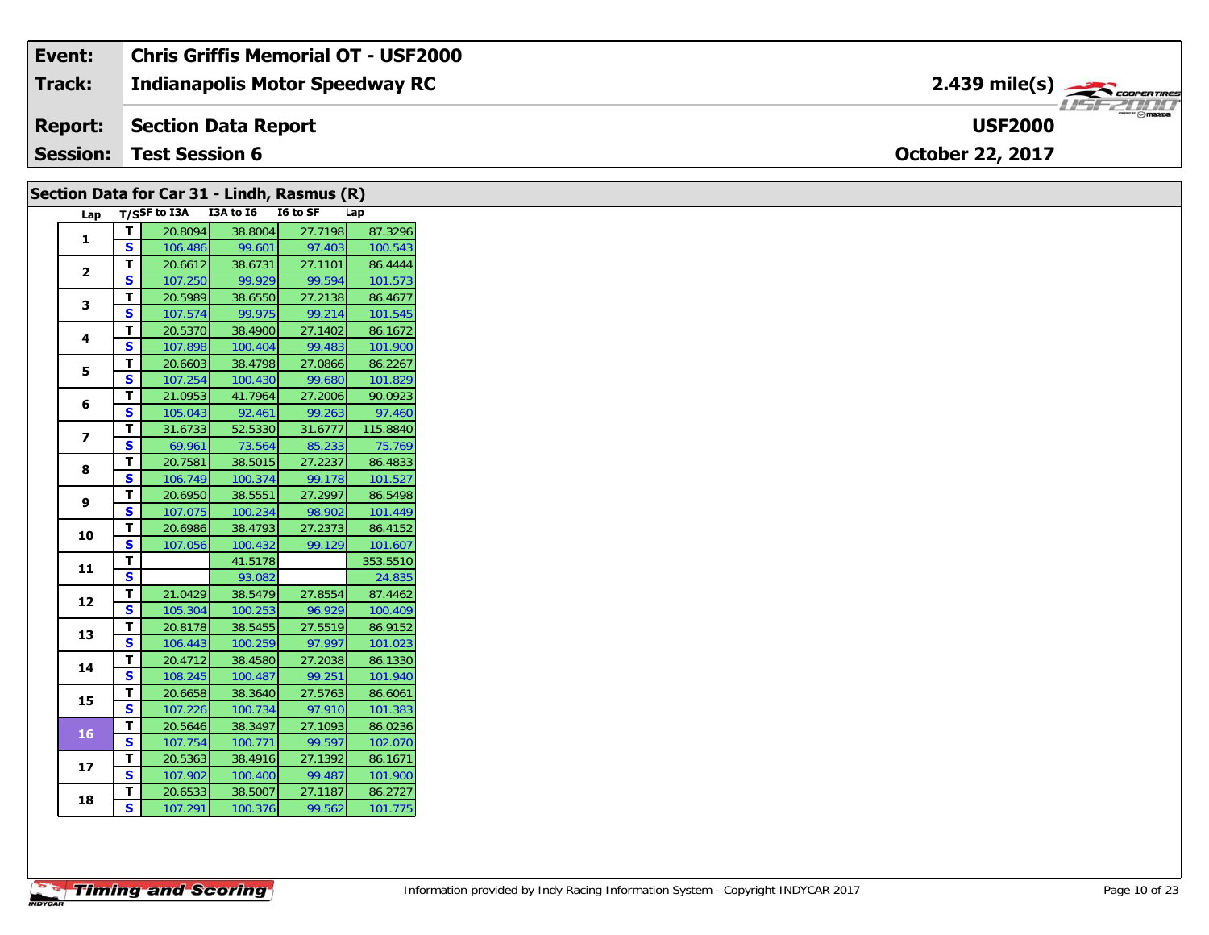| Event: | Chris Griffis Memorial OT - USF2000 | |
|---|---|---|
| Track: | Indianapolis Motor Speedway RC | 2.439 mile(s) |
| Report: | Section Data Report | USF2000 |
| Session: | Test Session 6 | October 22, 2017 |

## Section Data for Car 31 - Lindh, Rasmus (R)

| Lap | T/S | SF to I3A | I3A to I6 | I6 to SF | Lap |
|---|---|---|---|---|---|
| 1 | T | 20.8094 | 38.8004 | 27.7198 | 87.3296 |
| | S | 106.486 | 99.601 | 97.403 | 100.543 |
| 2 | T | 20.6612 | 38.6731 | 27.1101 | 86.4444 |
| | S | 107.250 | 99.929 | 99.594 | 101.573 |
| 3 | T | 20.5989 | 38.6550 | 27.2138 | 86.4677 |
| | S | 107.574 | 99.975 | 99.214 | 101.545 |
| 4 | T | 20.5370 | 38.4900 | 27.1402 | 86.1672 |
| | S | 107.898 | 100.404 | 99.483 | 101.900 |
| 5 | T | 20.6603 | 38.4798 | 27.0866 | 86.2267 |
| | S | 107.254 | 100.430 | 99.680 | 101.829 |
| 6 | T | 21.0953 | 41.7964 | 27.2006 | 90.0923 |
| | S | 105.043 | 92.461 | 99.263 | 97.460 |
| 7 | T | 31.6733 | 52.5330 | 31.6777 | 115.8840 |
| | S | 69.961 | 73.564 | 85.233 | 75.769 |
| 8 | T | 20.7581 | 38.5015 | 27.2237 | 86.4833 |
| | S | 106.749 | 100.374 | 99.178 | 101.527 |
| 9 | T | 20.6950 | 38.5551 | 27.2997 | 86.5498 |
| | S | 107.075 | 100.234 | 98.902 | 101.449 |
| 10 | T | 20.6986 | 38.4793 | 27.2373 | 86.4152 |
| | S | 107.056 | 100.432 | 99.129 | 101.607 |
| 11 | T | | 41.5178 | | 353.5510 |
| | S | | 93.082 | | 24.835 |
| 12 | T | 21.0429 | 38.5479 | 27.8554 | 87.4462 |
| | S | 105.304 | 100.253 | 96.929 | 100.409 |
| 13 | T | 20.8178 | 38.5455 | 27.5519 | 86.9152 |
| | S | 106.443 | 100.259 | 97.997 | 101.023 |
| 14 | T | 20.4712 | 38.4580 | 27.2038 | 86.1330 |
| | S | 108.245 | 100.487 | 99.251 | 101.940 |
| 15 | T | 20.6658 | 38.3640 | 27.5763 | 86.6061 |
| | S | 107.226 | 100.734 | 97.910 | 101.383 |
| 16 | T | 20.5646 | 38.3497 | 27.1093 | 86.0236 |
| | S | 107.754 | 100.771 | 99.597 | 102.070 |
| 17 | T | 20.5363 | 38.4916 | 27.1392 | 86.1671 |
| | S | 107.902 | 100.400 | 99.487 | 101.900 |
| 18 | T | 20.6533 | 38.5007 | 27.1187 | 86.2727 |
| | S | 107.291 | 100.376 | 99.562 | 101.775 |

Information provided by Indy Racing Information System - Copyright INDYCAR 2017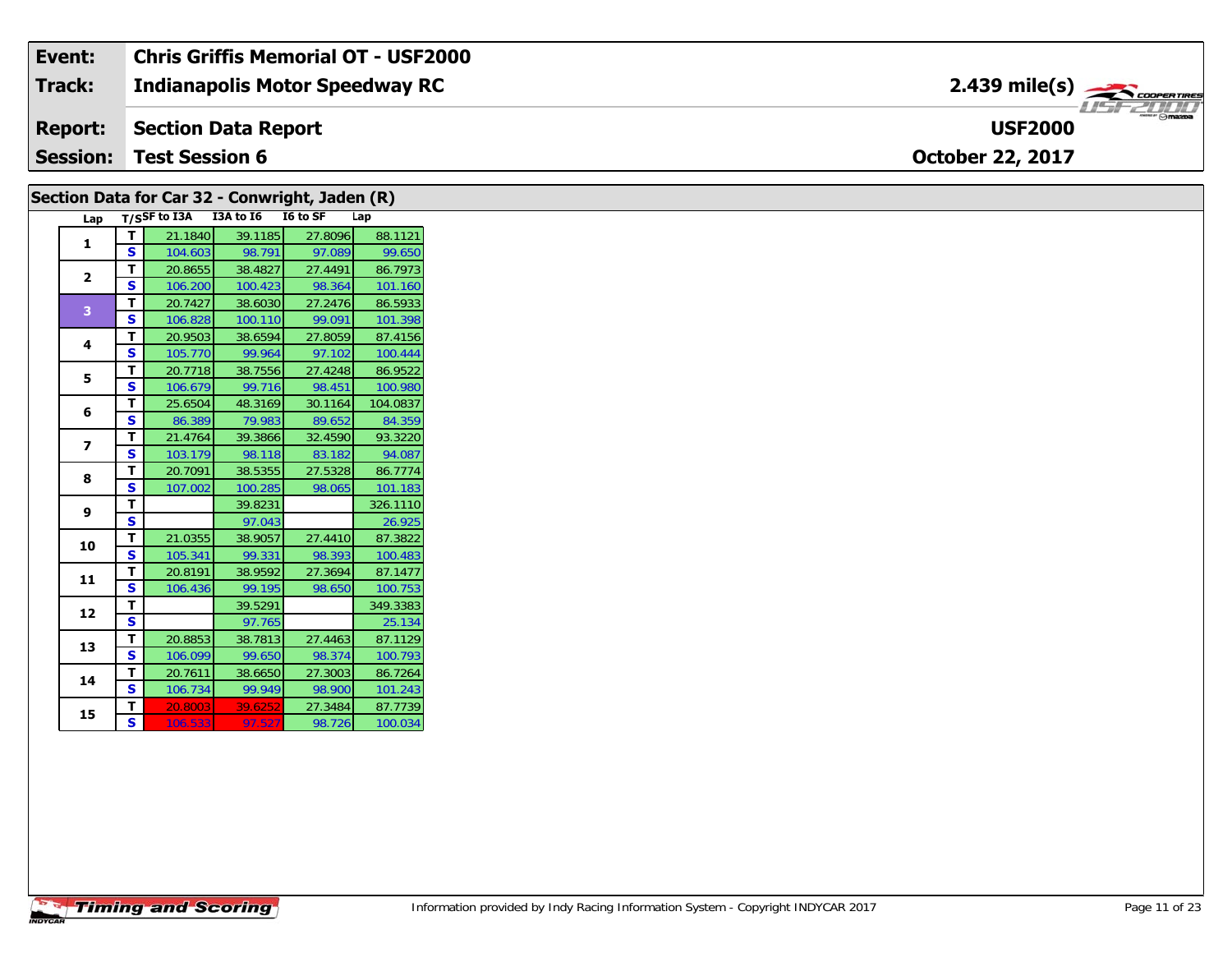| Event: | Chris Griffis Memorial OT - USF2000 | |
|---|---|---|
| Track: | Indianapolis Motor Speedway RC | 2.439 mile(s) |
| Report: | Section Data Report | USF2000 |
| Session: | Test Session 6 | October 22, 2017 |

## Section Data for Car 32 - Conwright, Jaden (R)

| Lap | T/S | SF to I3A | I3A to I6 | I6 to SF | Lap |
|---|---|---|---|---|---|
| 1 | T | 21.1840 | 39.1185 | 27.8096 | 88.1121 |
| | S | 104.603 | 98.791 | 97.089 | 99.650 |
| 2 | T | 20.8655 | 38.4827 | 27.4491 | 86.7973 |
| | S | 106.200 | 100.423 | 98.364 | 101.160 |
| 3 | T | 20.7427 | 38.6030 | 27.2476 | 86.5933 |
| | S | 106.828 | 100.110 | 99.091 | 101.398 |
| 4 | T | 20.9503 | 38.6594 | 27.8059 | 87.4156 |
| | S | 105.770 | 99.964 | 97.102 | 100.444 |
| 5 | T | 20.7718 | 38.7556 | 27.4248 | 86.9522 |
| | S | 106.679 | 99.716 | 98.451 | 100.980 |
| 6 | T | 25.6504 | 48.3169 | 30.1164 | 104.0837 |
| | S | 86.389 | 79.983 | 89.652 | 84.359 |
| 7 | T | 21.4764 | 39.3866 | 32.4590 | 93.3220 |
| | S | 103.179 | 98.118 | 83.182 | 94.087 |
| 8 | T | 20.7091 | 38.5355 | 27.5328 | 86.7774 |
| | S | 107.002 | 100.285 | 98.065 | 101.183 |
| 9 | T | | 39.8231 | | 326.1110 |
| | S | | 97.043 | | 26.925 |
| 10 | T | 21.0355 | 38.9057 | 27.4410 | 87.3822 |
| | S | 105.341 | 99.331 | 98.393 | 100.483 |
| 11 | T | 20.8191 | 38.9592 | 27.3694 | 87.1477 |
| | S | 106.436 | 99.195 | 98.650 | 100.753 |
| 12 | T | | 39.5291 | | 349.3383 |
| | S | | 97.765 | | 25.134 |
| 13 | T | 20.8853 | 38.7813 | 27.4463 | 87.1129 |
| | S | 106.099 | 99.650 | 98.374 | 100.793 |
| 14 | T | 20.7611 | 38.6650 | 27.3003 | 86.7264 |
| | S | 106.734 | 99.949 | 98.900 | 101.243 |
| 15 | T | 20.8003 | 39.6252 | 27.3484 | 87.7739 |
| | S | 106.533 | 97.527 | 98.726 | 100.034 |

Information provided by Indy Racing Information System - Copyright INDYCAR 2017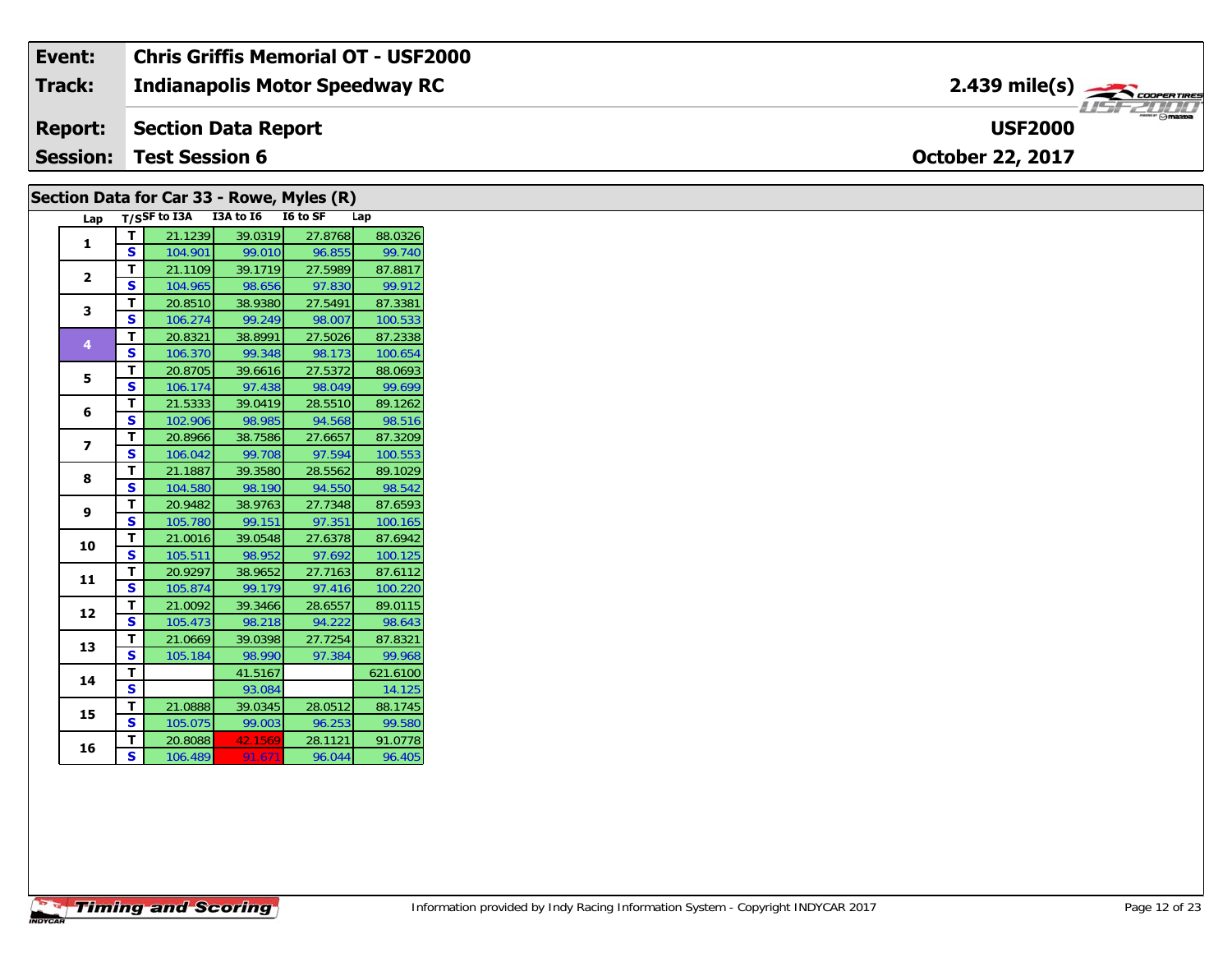| Event: | Chris Griffis Memorial OT - USF2000 | |
|---|---|---|
| Track: | Indianapolis Motor Speedway RC | 2.439 mile(s) |
| Report: | Section Data Report | USF2000 |
| Session: | Test Session 6 | October 22, 2017 |

## Section Data for Car 33 - Rowe, Myles (R)

| Lap | T/S | SF to I3A | I3A to I6 | I6 to SF | Lap |
|---|---|---|---|---|---|
| 1 | T | 21.1239 | 39.0319 | 27.8768 | 88.0326 |
| | S | 104.901 | 99.010 | 96.855 | 99.740 |
| 2 | T | 21.1109 | 39.1719 | 27.5989 | 87.8817 |
| | S | 104.965 | 98.656 | 97.830 | 99.912 |
| 3 | T | 20.8510 | 38.9380 | 27.5491 | 87.3381 |
| | S | 106.274 | 99.249 | 98.007 | 100.533 |
| 4 | T | 20.8321 | 38.8991 | 27.5026 | 87.2338 |
| | S | 106.370 | 99.348 | 98.173 | 100.654 |
| 5 | T | 20.8705 | 39.6616 | 27.5372 | 88.0693 |
| | S | 106.174 | 97.438 | 98.049 | 99.699 |
| 6 | T | 21.5333 | 39.0419 | 28.5510 | 89.1262 |
| | S | 102.906 | 98.985 | 94.568 | 98.516 |
| 7 | T | 20.8966 | 38.7586 | 27.6657 | 87.3209 |
| | S | 106.042 | 99.708 | 97.594 | 100.553 |
| 8 | T | 21.1887 | 39.3580 | 28.5562 | 89.1029 |
| | S | 104.580 | 98.190 | 94.550 | 98.542 |
| 9 | T | 20.9482 | 38.9763 | 27.7348 | 87.6593 |
| | S | 105.780 | 99.151 | 97.351 | 100.165 |
| 10 | T | 21.0016 | 39.0548 | 27.6378 | 87.6942 |
| | S | 105.511 | 98.952 | 97.692 | 100.125 |
| 11 | T | 20.9297 | 38.9652 | 27.7163 | 87.6112 |
| | S | 105.874 | 99.179 | 97.416 | 100.220 |
| 12 | T | 21.0092 | 39.3466 | 28.6557 | 89.0115 |
| | S | 105.473 | 98.218 | 94.222 | 98.643 |
| 13 | T | 21.0669 | 39.0398 | 27.7254 | 87.8321 |
| | S | 105.184 | 98.990 | 97.384 | 99.968 |
| 14 | T | | 41.5167 | | 621.6100 |
| | S | | 93.084 | | 14.125 |
| 15 | T | 21.0888 | 39.0345 | 28.0512 | 88.1745 |
| | S | 105.075 | 99.003 | 96.253 | 99.580 |
| 16 | T | 20.8088 | 42.1569 | 28.1121 | 91.0778 |
| | S | 106.489 | 91.671 | 96.044 | 96.405 |

Information provided by Indy Racing Information System - Copyright INDYCAR 2017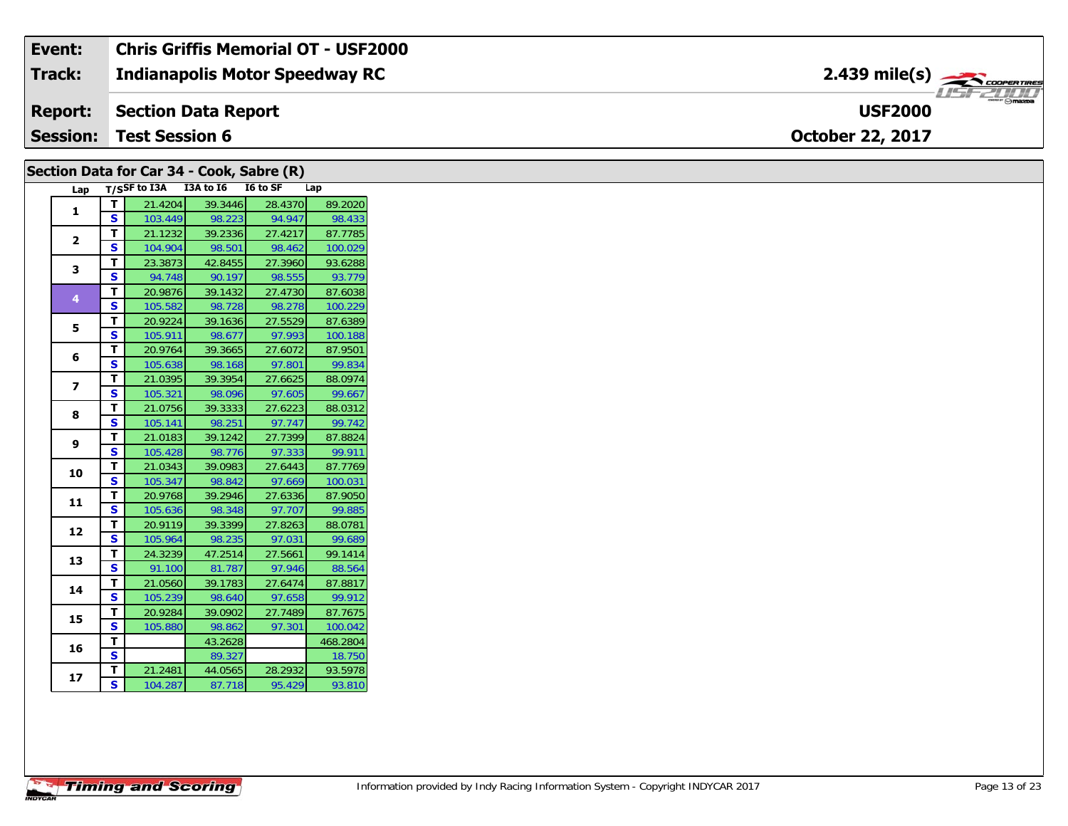| Event: | Chris Griffis Memorial OT - USF2000 | |
|---|---|---|
| Track: | Indianapolis Motor Speedway RC | 2.439 mile(s) |
| Report: | Section Data Report | USF2000 |
| Session: | Test Session 6 | October 22, 2017 |

## Section Data for Car 34 - Cook, Sabre (R)

| Lap | T/S | SF to I3A | I3A to I6 | I6 to SF | Lap |
|---|---|---|---|---|---|
| 1 | T | 21.4204 | 39.3446 | 28.4370 | 89.2020 |
| | S | 103.449 | 98.223 | 94.947 | 98.433 |
| 2 | T | 21.1232 | 39.2336 | 27.4217 | 87.7785 |
| | S | 104.904 | 98.501 | 98.462 | 100.029 |
| 3 | T | 23.3873 | 42.8455 | 27.3960 | 93.6288 |
| | S | 94.748 | 90.197 | 98.555 | 93.779 |
| 4 | T | 20.9876 | 39.1432 | 27.4730 | 87.6038 |
| | S | 105.582 | 98.728 | 98.278 | 100.229 |
| 5 | T | 20.9224 | 39.1636 | 27.5529 | 87.6389 |
| | S | 105.911 | 98.677 | 97.993 | 100.188 |
| 6 | T | 20.9764 | 39.3665 | 27.6072 | 87.9501 |
| | S | 105.638 | 98.168 | 97.801 | 99.834 |
| 7 | T | 21.0395 | 39.3954 | 27.6625 | 88.0974 |
| | S | 105.321 | 98.096 | 97.605 | 99.667 |
| 8 | T | 21.0756 | 39.3333 | 27.6223 | 88.0312 |
| | S | 105.141 | 98.251 | 97.747 | 99.742 |
| 9 | T | 21.0183 | 39.1242 | 27.7399 | 87.8824 |
| | S | 105.428 | 98.776 | 97.333 | 99.911 |
| 10 | T | 21.0343 | 39.0983 | 27.6443 | 87.7769 |
| | S | 105.347 | 98.842 | 97.669 | 100.031 |
| 11 | T | 20.9768 | 39.2946 | 27.6336 | 87.9050 |
| | S | 105.636 | 98.348 | 97.707 | 99.885 |
| 12 | T | 20.9119 | 39.3399 | 27.8263 | 88.0781 |
| | S | 105.964 | 98.235 | 97.031 | 99.689 |
| 13 | T | 24.3239 | 47.2514 | 27.5661 | 99.1414 |
| | S | 91.100 | 81.787 | 97.946 | 88.564 |
| 14 | T | 21.0560 | 39.1783 | 27.6474 | 87.8817 |
| | S | 105.239 | 98.640 | 97.658 | 99.912 |
| 15 | T | 20.9284 | 39.0902 | 27.7489 | 87.7675 |
| | S | 105.880 | 98.862 | 97.301 | 100.042 |
| 16 | T | | 43.2628 | | 468.2804 |
| | S | | 89.327 | | 18.750 |
| 17 | T | 21.2481 | 44.0565 | 28.2932 | 93.5978 |
| | S | 104.287 | 87.718 | 95.429 | 93.810 |

Information provided by Indy Racing Information System - Copyright INDYCAR 2017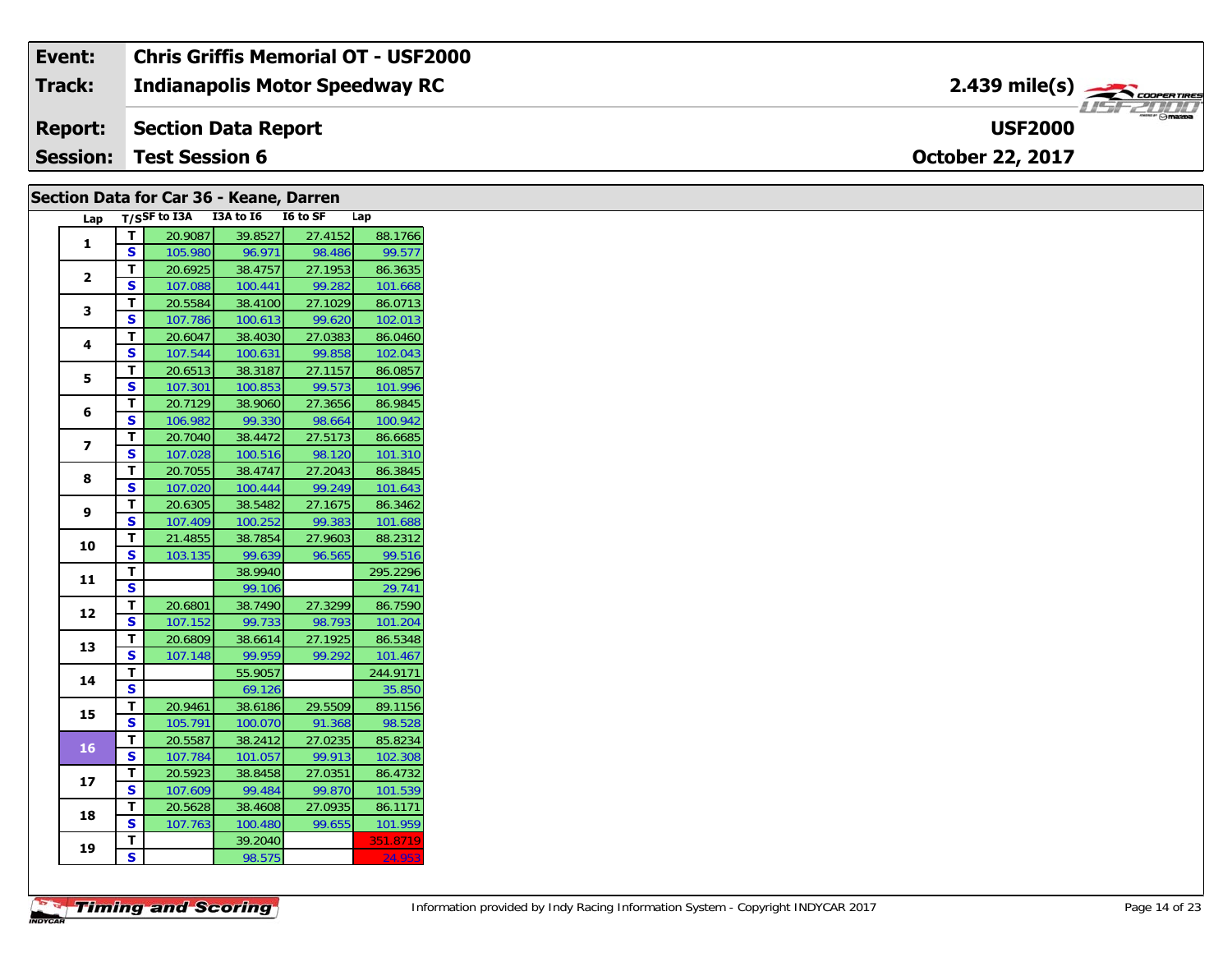| Event: | Chris Griffis Memorial OT - USF2000 | |
|---|---|---|
| Track: | Indianapolis Motor Speedway RC | 2.439 mile(s) |
| Report: | Section Data Report | USF2000 |
| Session: | Test Session 6 | October 22, 2017 |

## Section Data for Car 36 - Keane, Darren

| Lap | T/S | SF to I3A | I3A to I6 | I6 to SF | Lap |
|---|---|---|---|---|---|
| 1 | T | 20.9087 | 39.8527 | 27.4152 | 88.1766 |
| | S | 105.980 | 96.971 | 98.486 | 99.577 |
| 2 | T | 20.6925 | 38.4757 | 27.1953 | 86.3635 |
| | S | 107.088 | 100.441 | 99.282 | 101.668 |
| 3 | T | 20.5584 | 38.4100 | 27.1029 | 86.0713 |
| | S | 107.786 | 100.613 | 99.620 | 102.013 |
| 4 | T | 20.6047 | 38.4030 | 27.0383 | 86.0460 |
| | S | 107.544 | 100.631 | 99.858 | 102.043 |
| 5 | T | 20.6513 | 38.3187 | 27.1157 | 86.0857 |
| | S | 107.301 | 100.853 | 99.573 | 101.996 |
| 6 | T | 20.7129 | 38.9060 | 27.3656 | 86.9845 |
| | S | 106.982 | 99.330 | 98.664 | 100.942 |
| 7 | T | 20.7040 | 38.4472 | 27.5173 | 86.6685 |
| | S | 107.028 | 100.516 | 98.120 | 101.310 |
| 8 | T | 20.7055 | 38.4747 | 27.2043 | 86.3845 |
| | S | 107.020 | 100.444 | 99.249 | 101.643 |
| 9 | T | 20.6305 | 38.5482 | 27.1675 | 86.3462 |
| | S | 107.409 | 100.252 | 99.383 | 101.688 |
| 10 | T | 21.4855 | 38.7854 | 27.9603 | 88.2312 |
| | S | 103.135 | 99.639 | 96.565 | 99.516 |
| 11 | T | | 38.9940 | | 295.2296 |
| | S | | 99.106 | | 29.741 |
| 12 | T | 20.6801 | 38.7490 | 27.3299 | 86.7590 |
| | S | 107.152 | 99.733 | 98.793 | 101.204 |
| 13 | T | 20.6809 | 38.6614 | 27.1925 | 86.5348 |
| | S | 107.148 | 99.959 | 99.292 | 101.467 |
| 14 | T | | 55.9057 | | 244.9171 |
| | S | | 69.126 | | 35.850 |
| 15 | T | 20.9461 | 38.6186 | 29.5509 | 89.1156 |
| | S | 105.791 | 100.070 | 91.368 | 98.528 |
| 16 | T | 20.5587 | 38.2412 | 27.0235 | 85.8234 |
| | S | 107.784 | 101.057 | 99.913 | 102.308 |
| 17 | T | 20.5923 | 38.8458 | 27.0351 | 86.4732 |
| | S | 107.609 | 99.484 | 99.870 | 101.539 |
| 18 | T | 20.5628 | 38.4608 | 27.0935 | 86.1171 |
| | S | 107.763 | 100.480 | 99.655 | 101.959 |
| 19 | T | | 39.2040 | | 351.8719 |
| | S | | 98.575 | | 24.953 |

Information provided by Indy Racing Information System - Copyright INDYCAR 2017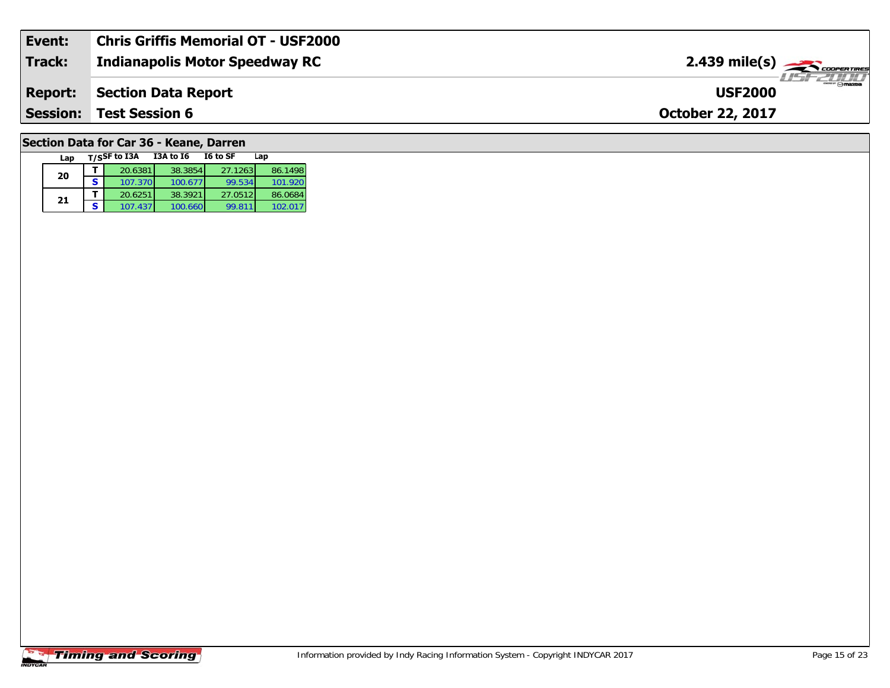| Event: | Chris Griffis Memorial OT - USF2000 | |
|---|---|---|
| Track: | Indianapolis Motor Speedway RC | 2.439 mile(s) |
| Report: | Section Data Report | USF2000 |
| Session: | Test Session 6 | October 22, 2017 |

## Section Data for Car 36 - Keane, Darren

| Lap | T/S | SF to I3A | I3A to I6 | I6 to SF | Lap |
|---|---|---|---|---|---|
| 20 | T | 20.6381 | 38.3854 | 27.1263 | 86.1498 |
| | S | 107.370 | 100.677 | 99.534 | 101.920 |
| 21 | T | 20.6251 | 38.3921 | 27.0512 | 86.0684 |
| | S | 107.437 | 100.660 | 99.811 | 102.017 |

Information provided by Indy Racing Information System - Copyright INDYCAR 2017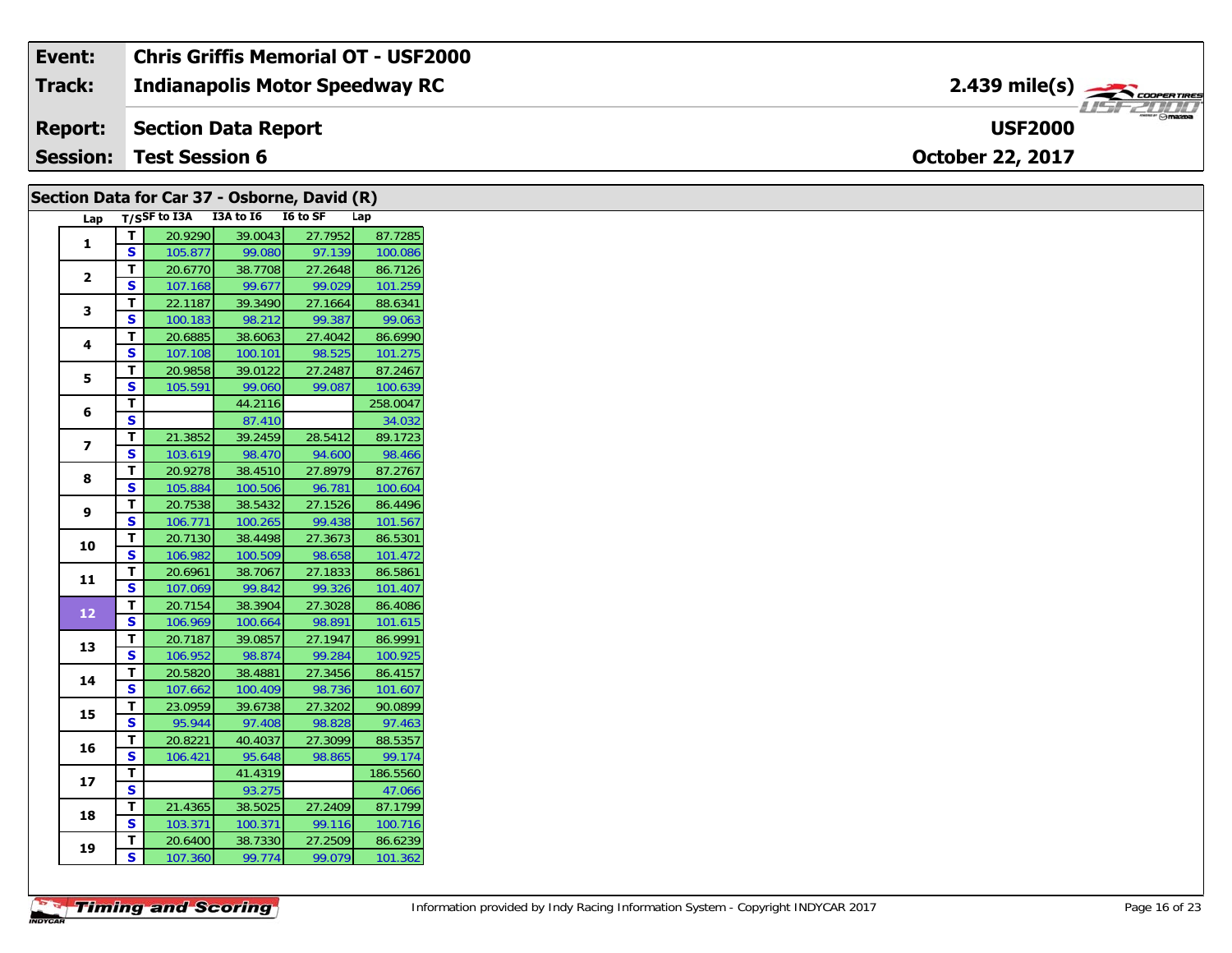| Event: | Chris Griffis Memorial OT - USF2000 | |
|---|---|---|
| Track: | Indianapolis Motor Speedway RC | 2.439 mile(s) |
| Report: | Section Data Report | USF2000 |
| Session: | Test Session 6 | October 22, 2017 |

## Section Data for Car 37 - Osborne, David (R)

| Lap | T/S | SF to I3A | I3A to I6 | I6 to SF | Lap |
|---|---|---|---|---|---|
| 1 | T | 20.9290 | 39.0043 | 27.7952 | 87.7285 |
| | S | 105.877 | 99.080 | 97.139 | 100.086 |
| 2 | T | 20.6770 | 38.7708 | 27.2648 | 86.7126 |
| | S | 107.168 | 99.677 | 99.029 | 101.259 |
| 3 | T | 22.1187 | 39.3490 | 27.1664 | 88.6341 |
| | S | 100.183 | 98.212 | 99.387 | 99.063 |
| 4 | T | 20.6885 | 38.6063 | 27.4042 | 86.6990 |
| | S | 107.108 | 100.101 | 98.525 | 101.275 |
| 5 | T | 20.9858 | 39.0122 | 27.2487 | 87.2467 |
| | S | 105.591 | 99.060 | 99.087 | 100.639 |
| 6 | T | | 44.2116 | | 258.0047 |
| | S | | 87.410 | | 34.032 |
| 7 | T | 21.3852 | 39.2459 | 28.5412 | 89.1723 |
| | S | 103.619 | 98.470 | 94.600 | 98.466 |
| 8 | T | 20.9278 | 38.4510 | 27.8979 | 87.2767 |
| | S | 105.884 | 100.506 | 96.781 | 100.604 |
| 9 | T | 20.7538 | 38.5432 | 27.1526 | 86.4496 |
| | S | 106.771 | 100.265 | 99.438 | 101.567 |
| 10 | T | 20.7130 | 38.4498 | 27.3673 | 86.5301 |
| | S | 106.982 | 100.509 | 98.658 | 101.472 |
| 11 | T | 20.6961 | 38.7067 | 27.1833 | 86.5861 |
| | S | 107.069 | 99.842 | 99.326 | 101.407 |
| 12 | T | 20.7154 | 38.3904 | 27.3028 | 86.4086 |
| | S | 106.969 | 100.664 | 98.891 | 101.615 |
| 13 | T | 20.7187 | 39.0857 | 27.1947 | 86.9991 |
| | S | 106.952 | 98.874 | 99.284 | 100.925 |
| 14 | T | 20.5820 | 38.4881 | 27.3456 | 86.4157 |
| | S | 107.662 | 100.409 | 98.736 | 101.607 |
| 15 | T | 23.0959 | 39.6738 | 27.3202 | 90.0899 |
| | S | 95.944 | 97.408 | 98.828 | 97.463 |
| 16 | T | 20.8221 | 40.4037 | 27.3099 | 88.5357 |
| | S | 106.421 | 95.648 | 98.865 | 99.174 |
| 17 | T | | 41.4319 | | 186.5560 |
| | S | | 93.275 | | 47.066 |
| 18 | T | 21.4365 | 38.5025 | 27.2409 | 87.1799 |
| | S | 103.371 | 100.371 | 99.116 | 100.716 |
| 19 | T | 20.6400 | 38.7330 | 27.2509 | 86.6239 |
| | S | 107.360 | 99.774 | 99.079 | 101.362 |

Information provided by Indy Racing Information System - Copyright INDYCAR 2017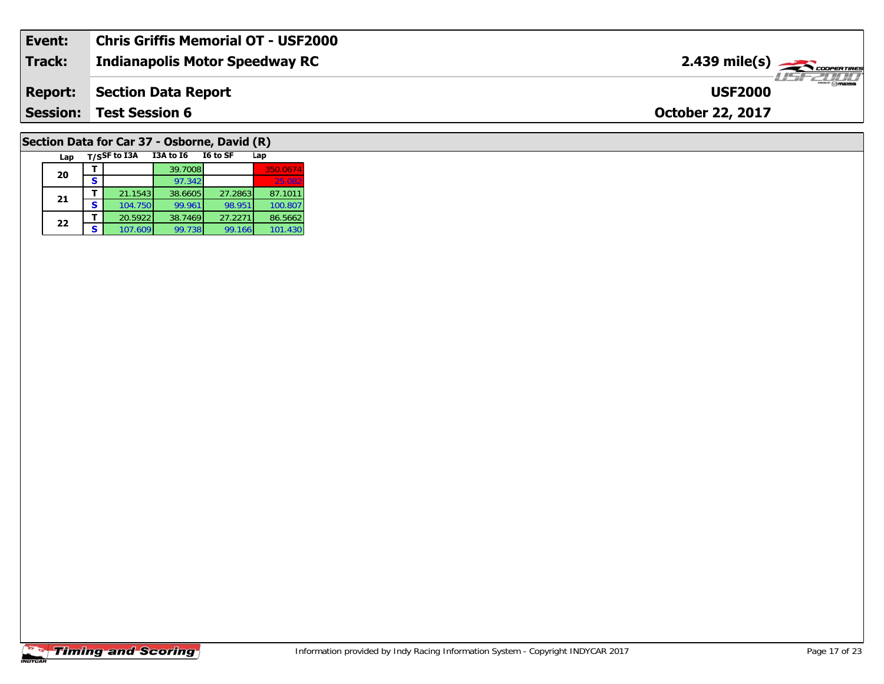| Event: | Chris Griffis Memorial OT - USF2000 | |
|---|---|---|
| Track: | Indianapolis Motor Speedway RC | 2.439 mile(s) |
| Report: | Section Data Report | USF2000 |
| Session: | Test Session 6 | October 22, 2017 |

## Section Data for Car 37 - Osborne, David (R)

| Lap | T/S | SF to I3A | I3A to I6 | I6 to SF | Lap |
|---|---|---|---|---|---|
| 20 | T | | 39.7008 | | 350.0674 |
| | S | | 97.342 | | 25.082 |
| 21 | T | 21.1543 | 38.6605 | 27.2863 | 87.1011 |
| | S | 104.750 | 99.961 | 98.951 | 100.807 |
| 22 | T | 20.5922 | 38.7469 | 27.2271 | 86.5662 |
| | S | 107.609 | 99.738 | 99.166 | 101.430 |

Information provided by Indy Racing Information System - Copyright INDYCAR 2017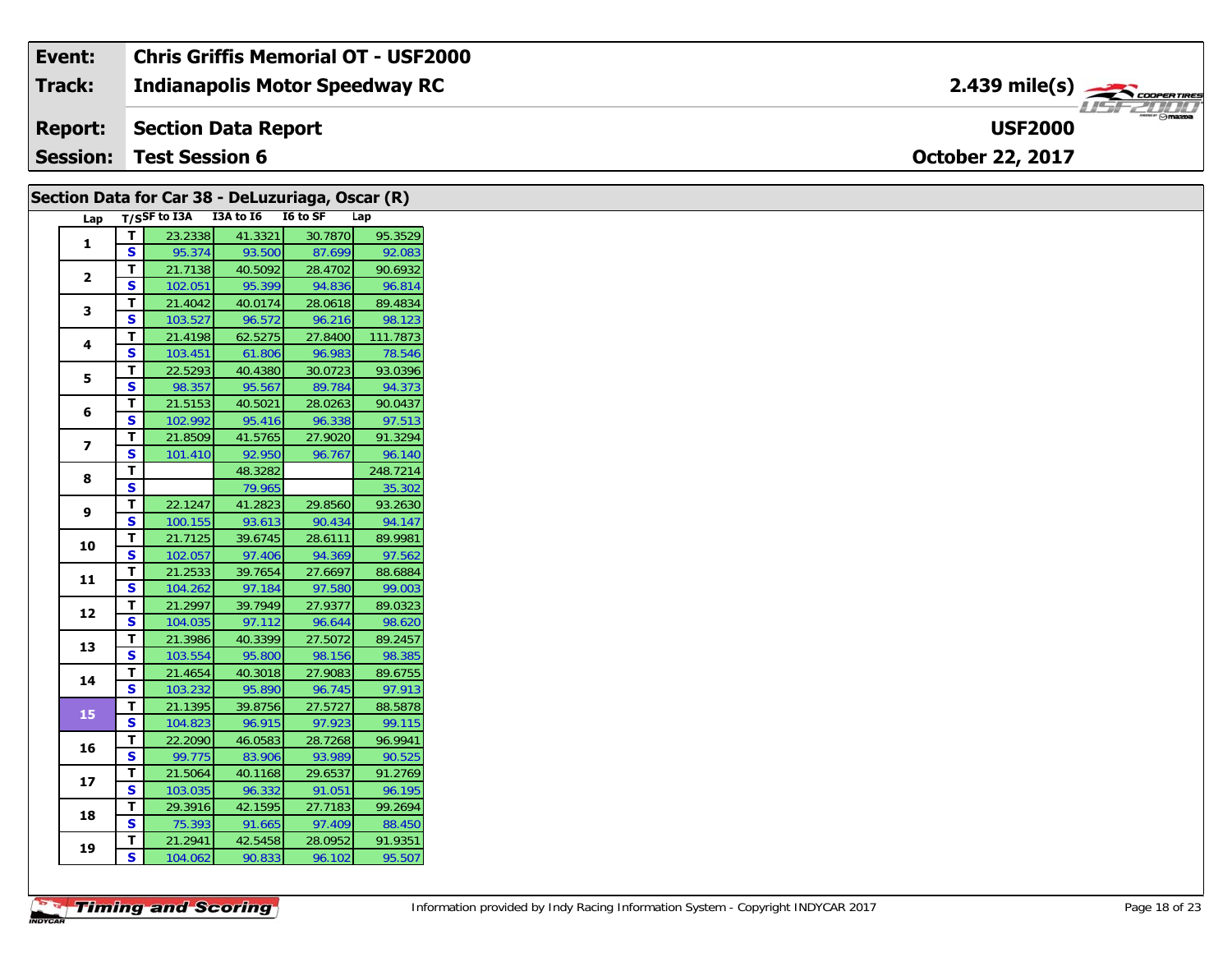| Event: | Chris Griffis Memorial OT - USF2000 | |
|---|---|---|
| Track: | Indianapolis Motor Speedway RC | 2.439 mile(s) |
| Report: | Section Data Report | USF2000 |
| Session: | Test Session 6 | October 22, 2017 |

## Section Data for Car 38 - DeLuzuriaga, Oscar (R)

| Lap | T/S | SF to I3A | I3A to I6 | I6 to SF | Lap |
|---|---|---|---|---|---|
| 1 | T | 23.2338 | 41.3321 | 30.7870 | 95.3529 |
| | S | 95.374 | 93.500 | 87.699 | 92.083 |
| 2 | T | 21.7138 | 40.5092 | 28.4702 | 90.6932 |
| | S | 102.051 | 95.399 | 94.836 | 96.814 |
| 3 | T | 21.4042 | 40.0174 | 28.0618 | 89.4834 |
| | S | 103.527 | 96.572 | 96.216 | 98.123 |
| 4 | T | 21.4198 | 62.5275 | 27.8400 | 111.7873 |
| | S | 103.451 | 61.806 | 96.983 | 78.546 |
| 5 | T | 22.5293 | 40.4380 | 30.0723 | 93.0396 |
| | S | 98.357 | 95.567 | 89.784 | 94.373 |
| 6 | T | 21.5153 | 40.5021 | 28.0263 | 90.0437 |
| | S | 102.992 | 95.416 | 96.338 | 97.513 |
| 7 | T | 21.8509 | 41.5765 | 27.9020 | 91.3294 |
| | S | 101.410 | 92.950 | 96.767 | 96.140 |
| 8 | T | | 48.3282 | | 248.7214 |
| | S | | 79.965 | | 35.302 |
| 9 | T | 22.1247 | 41.2823 | 29.8560 | 93.2630 |
| | S | 100.155 | 93.613 | 90.434 | 94.147 |
| 10 | T | 21.7125 | 39.6745 | 28.6111 | 89.9981 |
| | S | 102.057 | 97.406 | 94.369 | 97.562 |
| 11 | T | 21.2533 | 39.7654 | 27.6697 | 88.6884 |
| | S | 104.262 | 97.184 | 97.580 | 99.003 |
| 12 | T | 21.2997 | 39.7949 | 27.9377 | 89.0323 |
| | S | 104.035 | 97.112 | 96.644 | 98.620 |
| 13 | T | 21.3986 | 40.3399 | 27.5072 | 89.2457 |
| | S | 103.554 | 95.800 | 98.156 | 98.385 |
| 14 | T | 21.4654 | 40.3018 | 27.9083 | 89.6755 |
| | S | 103.232 | 95.890 | 96.745 | 97.913 |
| 15 | T | 21.1395 | 39.8756 | 27.5727 | 88.5878 |
| | S | 104.823 | 96.915 | 97.923 | 99.115 |
| 16 | T | 22.2090 | 46.0583 | 28.7268 | 96.9941 |
| | S | 99.775 | 83.906 | 93.989 | 90.525 |
| 17 | T | 21.5064 | 40.1168 | 29.6537 | 91.2769 |
| | S | 103.035 | 96.332 | 91.051 | 96.195 |
| 18 | T | 29.3916 | 42.1595 | 27.7183 | 99.2694 |
| | S | 75.393 | 91.665 | 97.409 | 88.450 |
| 19 | T | 21.2941 | 42.5458 | 28.0952 | 91.9351 |
| | S | 104.062 | 90.833 | 96.102 | 95.507 |

Information provided by Indy Racing Information System - Copyright INDYCAR 2017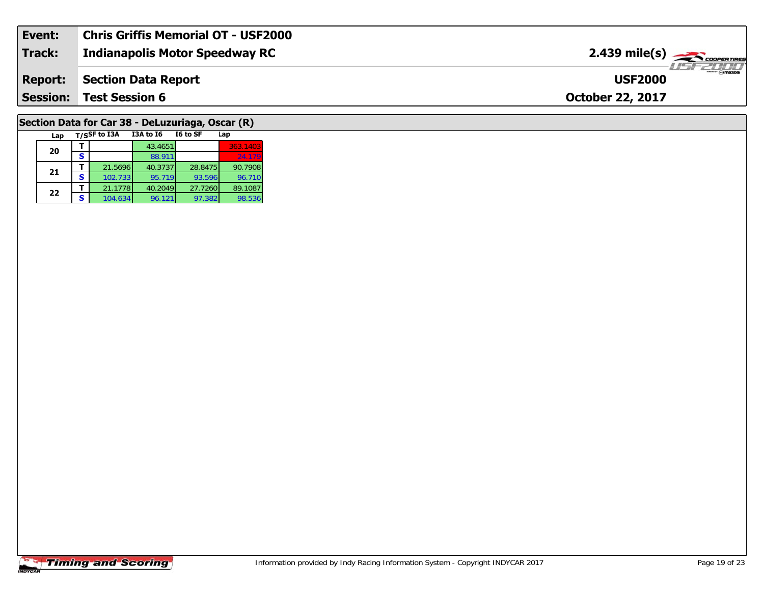| Event: | Chris Griffis Memorial OT - USF2000 | |
|---|---|---|
| Track: | Indianapolis Motor Speedway RC | 2.439 mile(s) |
| Report: | Section Data Report | USF2000 |
| Session: | Test Session 6 | October 22, 2017 |

## Section Data for Car 38 - DeLuzuriaga, Oscar (R)

| Lap | T/S | SF to I3A | I3A to I6 | I6 to SF | Lap |
|---|---|---|---|---|---|
| 20 | T | | 43.4651 | | 363.1403 |
| | S | | 88.911 | | 24.179 |
| 21 | T | 21.5696 | 40.3737 | 28.8475 | 90.7908 |
| | S | 102.733 | 95.719 | 93.596 | 96.710 |
| 22 | T | 21.1778 | 40.2049 | 27.7260 | 89.1087 |
| | S | 104.634 | 96.121 | 97.382 | 98.536 |

Information provided by Indy Racing Information System - Copyright INDYCAR 2017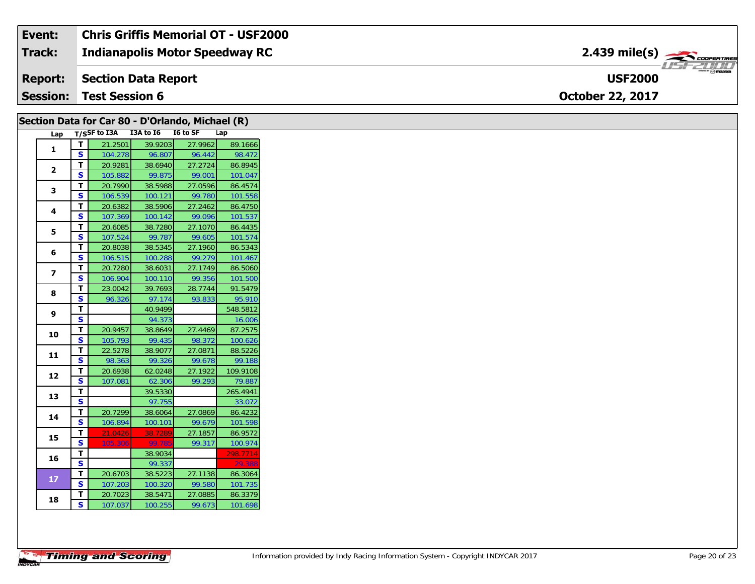| Event: | Chris Griffis Memorial OT - USF2000 | |
|---|---|---|
| **Track:** | **Indianapolis Motor Speedway RC** | **2.439 mile(s)** |
| **Report:** | **Section Data Report** | **USF2000** |
| **Session:** | **Test Session 6** | **October 22, 2017** |

## Section Data for Car 80 - D'Orlando, Michael (R)

| Lap | T/S | SF to I3A | I3A to I6 | I6 to SF | Lap |
|---|---|---|---|---|---|
| 1 | T | 21.2501 | 39.9203 | 27.9962 | 89.1666 |
| | S | 104.278 | 96.807 | 96.442 | 98.472 |
| 2 | T | 20.9281 | 38.6940 | 27.2724 | 86.8945 |
| | S | 105.882 | 99.875 | 99.001 | 101.047 |
| 3 | T | 20.7990 | 38.5988 | 27.0596 | 86.4574 |
| | S | 106.539 | 100.121 | 99.780 | 101.558 |
| 4 | T | 20.6382 | 38.5906 | 27.2462 | 86.4750 |
| | S | 107.369 | 100.142 | 99.096 | 101.537 |
| 5 | T | 20.6085 | 38.7280 | 27.1070 | 86.4435 |
| | S | 107.524 | 99.787 | 99.605 | 101.574 |
| 6 | T | 20.8038 | 38.5345 | 27.1960 | 86.5343 |
| | S | 106.515 | 100.288 | 99.279 | 101.467 |
| 7 | T | 20.7280 | 38.6031 | 27.1749 | 86.5060 |
| | S | 106.904 | 100.110 | 99.356 | 101.500 |
| 8 | T | 23.0042 | 39.7693 | 28.7744 | 91.5479 |
| | S | 96.326 | 97.174 | 93.833 | 95.910 |
| 9 | T | | 40.9499 | | 548.5812 |
| | S | | 94.373 | | 16.006 |
| 10 | T | 20.9457 | 38.8649 | 27.4469 | 87.2575 |
| | S | 105.793 | 99.435 | 98.372 | 100.626 |
| 11 | T | 22.5278 | 38.9077 | 27.0871 | 88.5226 |
| | S | 98.363 | 99.326 | 99.678 | 99.188 |
| 12 | T | 20.6938 | 62.0248 | 27.1922 | 109.9108 |
| | S | 107.081 | 62.306 | 99.293 | 79.887 |
| 13 | T | | 39.5330 | | 265.4941 |
| | S | | 97.755 | | 33.072 |
| 14 | T | 20.7299 | 38.6064 | 27.0869 | 86.4232 |
| | S | 106.894 | 100.101 | 99.679 | 101.598 |
| 15 | T | 21.0426 | 38.7289 | 27.1857 | 86.9572 |
| | S | 105.306 | 99.785 | 99.317 | 100.974 |
| 16 | T | | 38.9034 | | 298.7714 |
| | S | | 99.337 | | 29.388 |
| 17 | T | 20.6703 | 38.5223 | 27.1138 | 86.3064 |
| | S | 107.203 | 100.320 | 99.580 | 101.735 |
| 18 | T | 20.7023 | 38.5471 | 27.0885 | 86.3379 |
| | S | 107.037 | 100.255 | 99.673 | 101.698 |

Information provided by Indy Racing Information System - Copyright INDYCAR 2017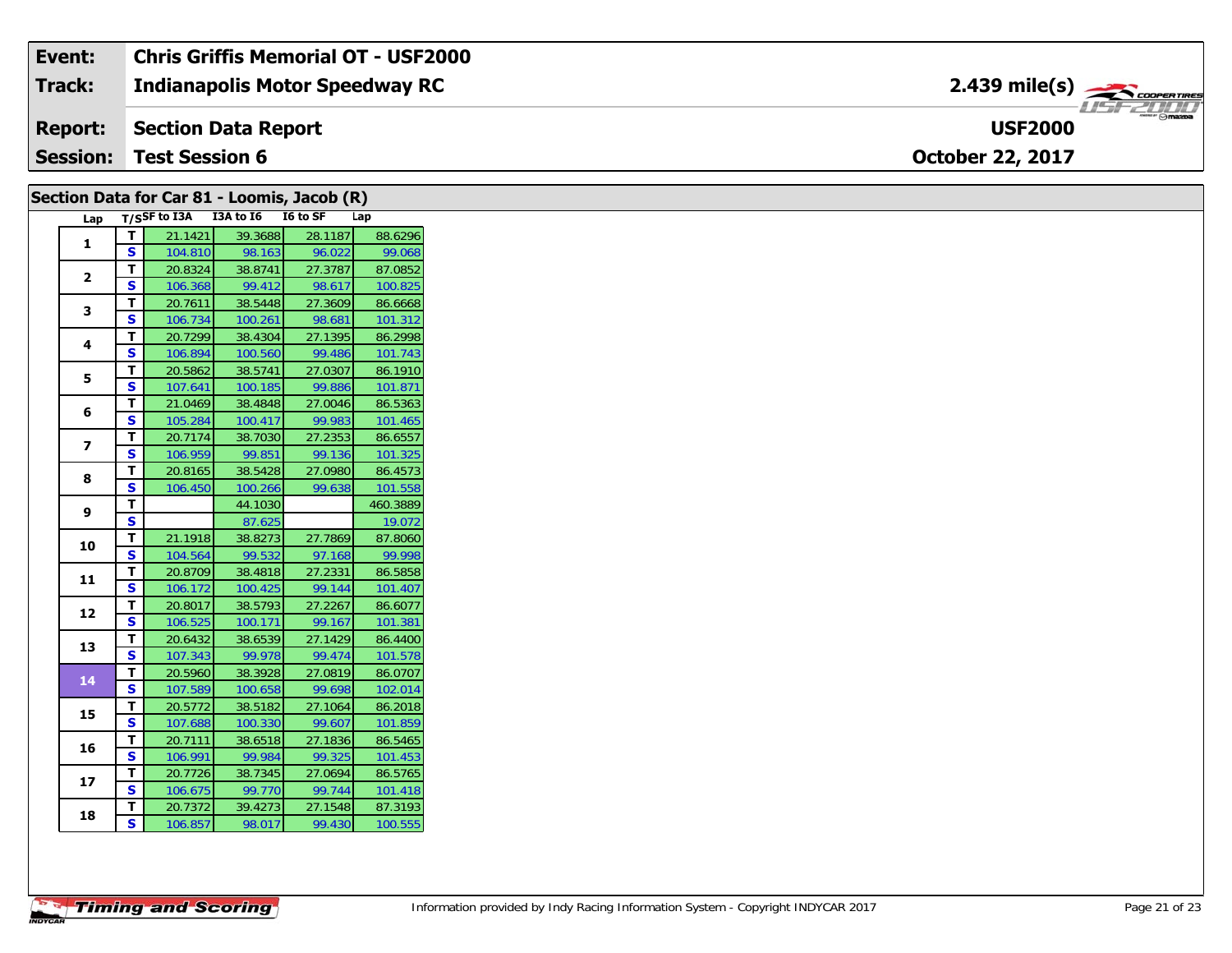| Event: | Chris Griffis Memorial OT - USF2000 | |
|---|---|---|
| Track: | Indianapolis Motor Speedway RC | 2.439 mile(s) |
| Report: | Section Data Report | USF2000 |
| Session: | Test Session 6 | October 22, 2017 |

## Section Data for Car 81 - Loomis, Jacob (R)

| Lap | T/S | SF to I3A | I3A to I6 | I6 to SF | Lap |
|---|---|---|---|---|---|
| 1 | T | 21.1421 | 39.3688 | 28.1187 | 88.6296 |
| | S | 104.810 | 98.163 | 96.022 | 99.068 |
| 2 | T | 20.8324 | 38.8741 | 27.3787 | 87.0852 |
| | S | 106.368 | 99.412 | 98.617 | 100.825 |
| 3 | T | 20.7611 | 38.5448 | 27.3609 | 86.6668 |
| | S | 106.734 | 100.261 | 98.681 | 101.312 |
| 4 | T | 20.7299 | 38.4304 | 27.1395 | 86.2998 |
| | S | 106.894 | 100.560 | 99.486 | 101.743 |
| 5 | T | 20.5862 | 38.5741 | 27.0307 | 86.1910 |
| | S | 107.641 | 100.185 | 99.886 | 101.871 |
| 6 | T | 21.0469 | 38.4848 | 27.0046 | 86.5363 |
| | S | 105.284 | 100.417 | 99.983 | 101.465 |
| 7 | T | 20.7174 | 38.7030 | 27.2353 | 86.6557 |
| | S | 106.959 | 99.851 | 99.136 | 101.325 |
| 8 | T | 20.8165 | 38.5428 | 27.0980 | 86.4573 |
| | S | 106.450 | 100.266 | 99.638 | 101.558 |
| 9 | T | | 44.1030 | | 460.3889 |
| | S | | 87.625 | | 19.072 |
| 10 | T | 21.1918 | 38.8273 | 27.7869 | 87.8060 |
| | S | 104.564 | 99.532 | 97.168 | 99.998 |
| 11 | T | 20.8709 | 38.4818 | 27.2331 | 86.5858 |
| | S | 106.172 | 100.425 | 99.144 | 101.407 |
| 12 | T | 20.8017 | 38.5793 | 27.2267 | 86.6077 |
| | S | 106.525 | 100.171 | 99.167 | 101.381 |
| 13 | T | 20.6432 | 38.6539 | 27.1429 | 86.4400 |
| | S | 107.343 | 99.978 | 99.474 | 101.578 |
| 14 | T | 20.5960 | 38.3928 | 27.0819 | 86.0707 |
| | S | 107.589 | 100.658 | 99.698 | 102.014 |
| 15 | T | 20.5772 | 38.5182 | 27.1064 | 86.2018 |
| | S | 107.688 | 100.330 | 99.607 | 101.859 |
| 16 | T | 20.7111 | 38.6518 | 27.1836 | 86.5465 |
| | S | 106.991 | 99.984 | 99.325 | 101.453 |
| 17 | T | 20.7726 | 38.7345 | 27.0694 | 86.5765 |
| | S | 106.675 | 99.770 | 99.744 | 101.418 |
| 18 | T | 20.7372 | 39.4273 | 27.1548 | 87.3193 |
| | S | 106.857 | 98.017 | 99.430 | 100.555 |

Information provided by Indy Racing Information System - Copyright INDYCAR 2017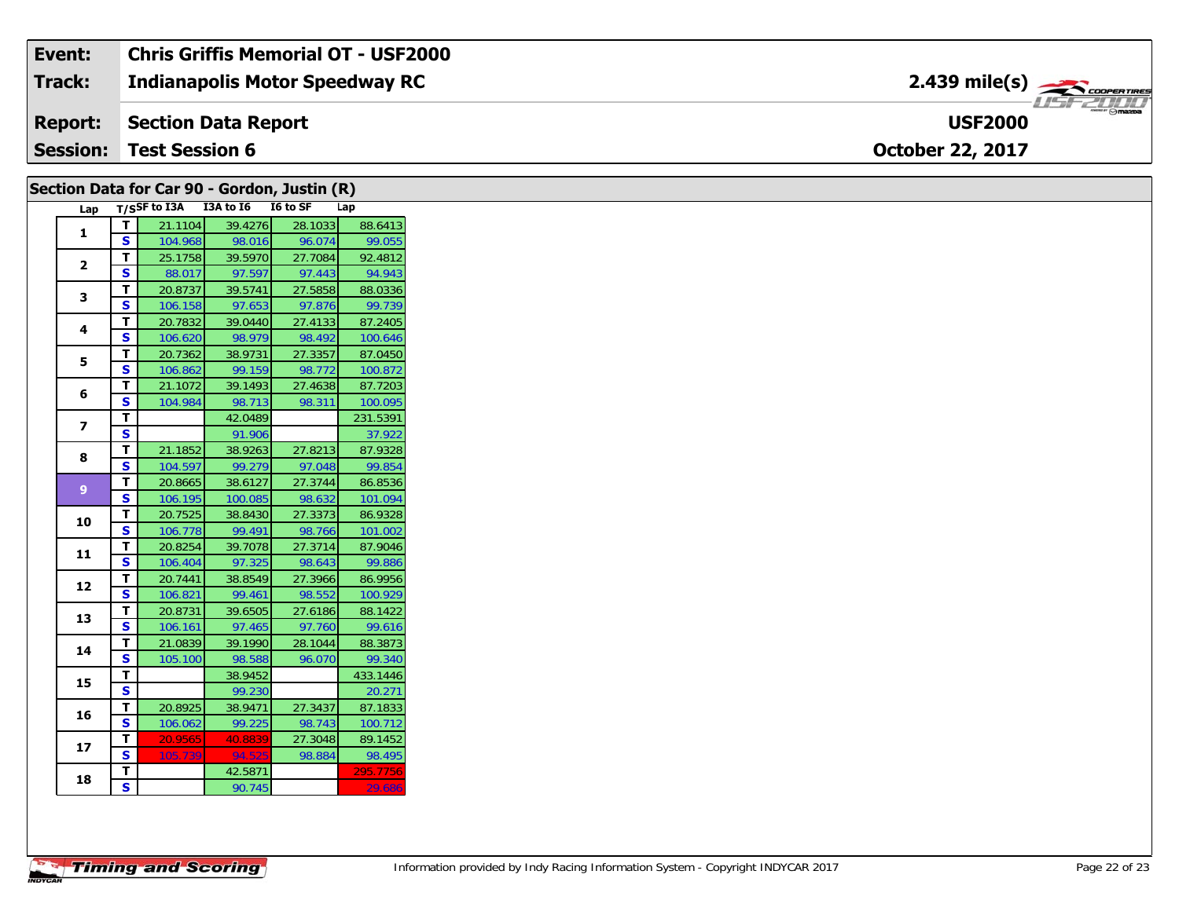| Event: | Chris Griffis Memorial OT - USF2000 | |
|---|---|---|
| Track: | Indianapolis Motor Speedway RC | 2.439 mile(s) |
| Report: | Section Data Report | USF2000 |
| Session: | Test Session 6 | October 22, 2017 |

## Section Data for Car 90 - Gordon, Justin (R)

| Lap | T/S | SF to I3A | I3A to I6 | I6 to SF | Lap |
|---|---|---|---|---|---|
| 1 | T | 21.1104 | 39.4276 | 28.1033 | 88.6413 |
| | S | 104.968 | 98.016 | 96.074 | 99.055 |
| 2 | T | 25.1758 | 39.5970 | 27.7084 | 92.4812 |
| | S | 88.017 | 97.597 | 97.443 | 94.943 |
| 3 | T | 20.8737 | 39.5741 | 27.5858 | 88.0336 |
| | S | 106.158 | 97.653 | 97.876 | 99.739 |
| 4 | T | 20.7832 | 39.0440 | 27.4133 | 87.2405 |
| | S | 106.620 | 98.979 | 98.492 | 100.646 |
| 5 | T | 20.7362 | 38.9731 | 27.3357 | 87.0450 |
| | S | 106.862 | 99.159 | 98.772 | 100.872 |
| 6 | T | 21.1072 | 39.1493 | 27.4638 | 87.7203 |
| | S | 104.984 | 98.713 | 98.311 | 100.095 |
| 7 | T | | 42.0489 | | 231.5391 |
| | S | | 91.906 | | 37.922 |
| 8 | T | 21.1852 | 38.9263 | 27.8213 | 87.9328 |
| | S | 104.597 | 99.279 | 97.048 | 99.854 |
| 9 | T | 20.8665 | 38.6127 | 27.3744 | 86.8536 |
| | S | 106.195 | 100.085 | 98.632 | 101.094 |
| 10 | T | 20.7525 | 38.8430 | 27.3373 | 86.9328 |
| | S | 106.778 | 99.491 | 98.766 | 101.002 |
| 11 | T | 20.8254 | 39.7078 | 27.3714 | 87.9046 |
| | S | 106.404 | 97.325 | 98.643 | 99.886 |
| 12 | T | 20.7441 | 38.8549 | 27.3966 | 86.9956 |
| | S | 106.821 | 99.461 | 98.552 | 100.929 |
| 13 | T | 20.8731 | 39.6505 | 27.6186 | 88.1422 |
| | S | 106.161 | 97.465 | 97.760 | 99.616 |
| 14 | T | 21.0839 | 39.1990 | 28.1044 | 88.3873 |
| | S | 105.100 | 98.588 | 96.070 | 99.340 |
| 15 | T | | 38.9452 | | 433.1446 |
| | S | | 99.230 | | 20.271 |
| 16 | T | 20.8925 | 38.9471 | 27.3437 | 87.1833 |
| | S | 106.062 | 99.225 | 98.743 | 100.712 |
| 17 | T | 20.9565 | 40.8839 | 27.3048 | 89.1452 |
| | S | 105.739 | 94.525 | 98.884 | 98.495 |
| 18 | T | | 42.5871 | | 295.7756 |
| | S | | 90.745 | | 29.686 |

Information provided by Indy Racing Information System - Copyright INDYCAR 2017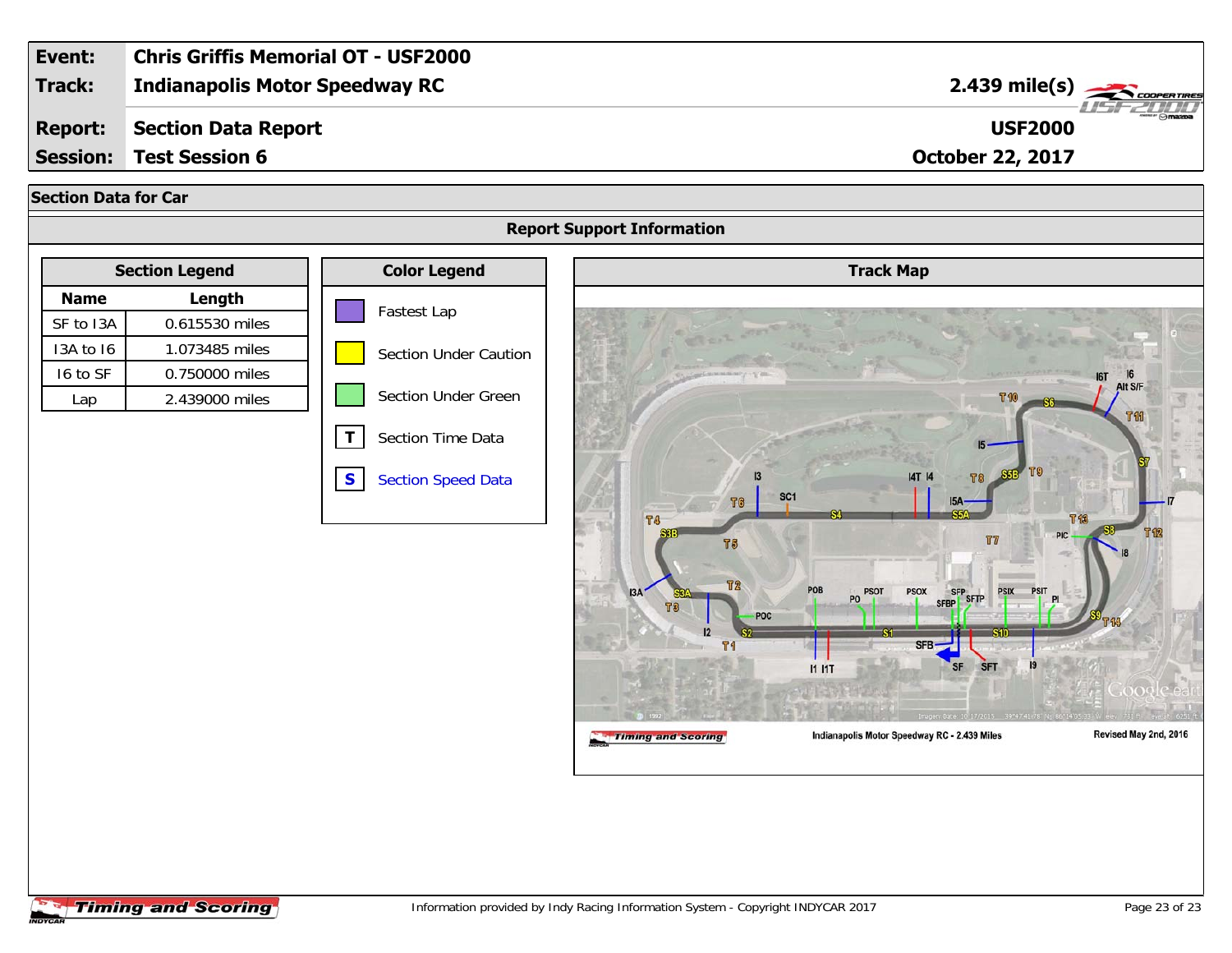| | | |
|---|---|---|
| **Event:** | **Chris Griffis Memorial OT - USF2000** | |
| **Track:** | **Indianapolis Motor Speedway RC** | **2.439 mile(s)** |
| **Report:** | **Section Data Report** | **USF2000** |
| **Session:** | **Test Session 6** | **October 22, 2017** |

## Section Data for Car

### Report Support Information

**Section Legend**

| Name | Length |
|---|---|
| SF to I3A | 0.615530 miles |
| I3A to I6 | 1.073485 miles |
| I6 to SF | 0.750000 miles |
| Lap | 2.439000 miles |

**Color Legend**

- Fastest Lap
- Section Under Caution
- Section Under Green
- T — Section Time Data
- S — Section Speed Data

**Track Map**

Indianapolis Motor Speedway RC - 2.439 Miles

Revised May 2nd, 2016

Information provided by Indy Racing Information System - Copyright INDYCAR 2017